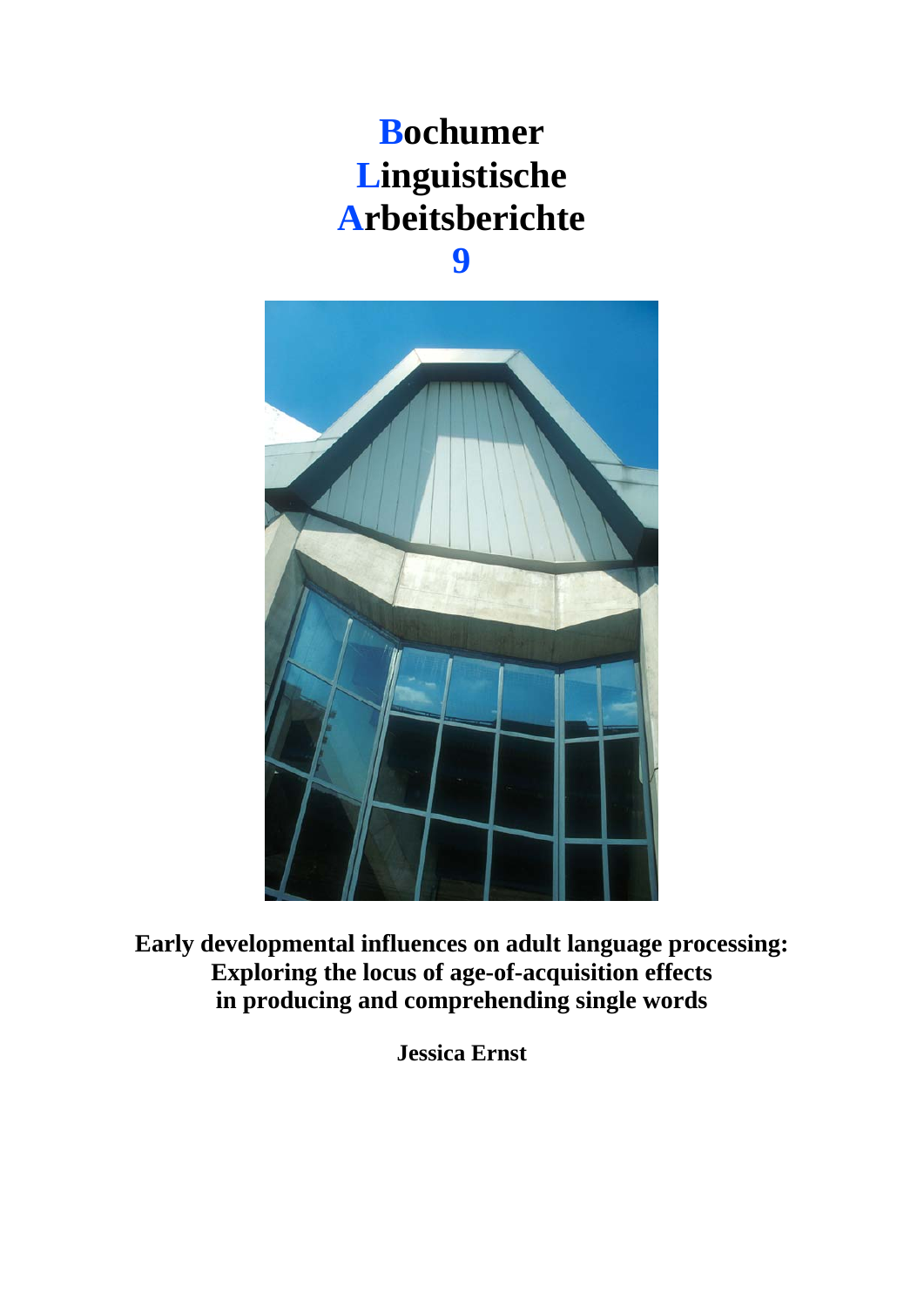# Bochumer Linguistische Arbeitsberichte 9

**Early developmental influences on adult language processing: Exploring the locus of age-of-acquisition effects in producing and comprehending single words**

**Jessica Ernst**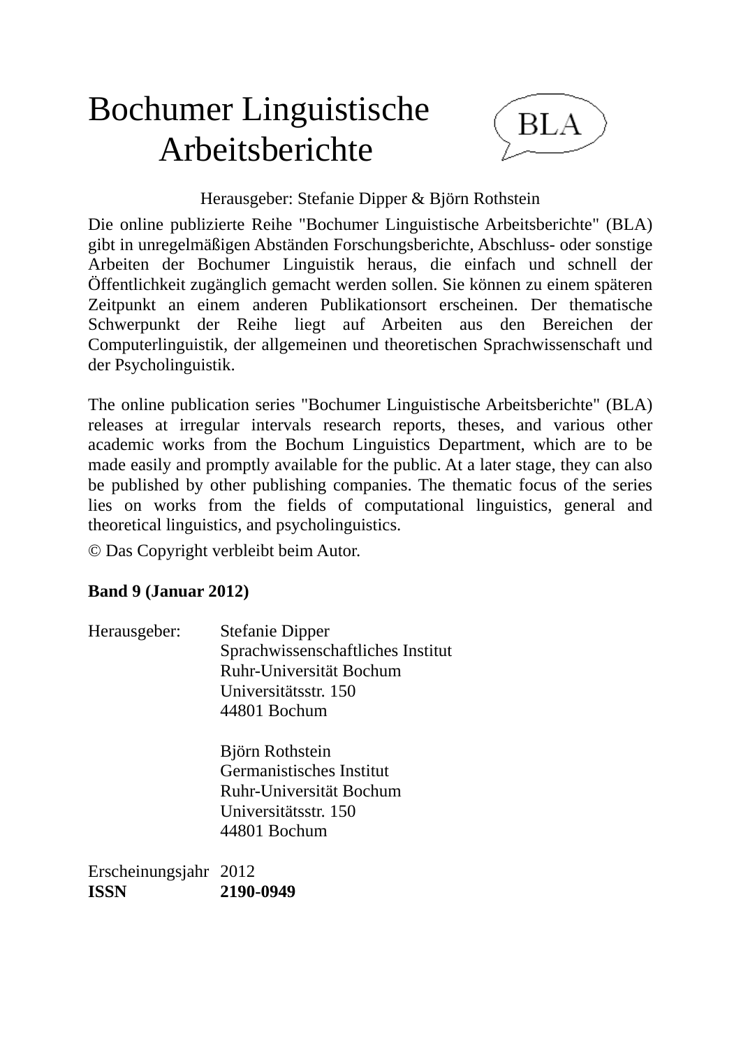# Bochumer Linguistische Arbeitsberichte

BLA

Herausgeber: Stefanie Dipper & Björn Rothstein

Die online publizierte Reihe "Bochumer Linguistische Arbeitsberichte" (BLA) gibt in unregelmäßigen Abständen Forschungsberichte, Abschluss- oder sonstige Arbeiten der Bochumer Linguistik heraus, die einfach und schnell der Öffentlichkeit zugänglich gemacht werden sollen. Sie können zu einem späteren Zeitpunkt an einem anderen Publikationsort erscheinen. Der thematische Schwerpunkt der Reihe liegt auf Arbeiten aus den Bereichen der Computerlinguistik, der allgemeinen und theoretischen Sprachwissenschaft und der Psycholinguistik.

The online publication series "Bochumer Linguistische Arbeitsberichte" (BLA) releases at irregular intervals research reports, theses, and various other academic works from the Bochum Linguistics Department, which are to be made easily and promptly available for the public. At a later stage, they can also be published by other publishing companies. The thematic focus of the series lies on works from the fields of computational linguistics, general and theoretical linguistics, and psycholinguistics.

© Das Copyright verbleibt beim Autor.

**Band 9 (Januar 2012)**

Herausgeber:
Stefanie Dipper
Sprachwissenschaftliches Institut
Ruhr-Universität Bochum
Universitätsstr. 150
44801 Bochum

Björn Rothstein
Germanistisches Institut
Ruhr-Universität Bochum
Universitätsstr. 150
44801 Bochum

Erscheinungsjahr 2012
**ISSN 2190-0949**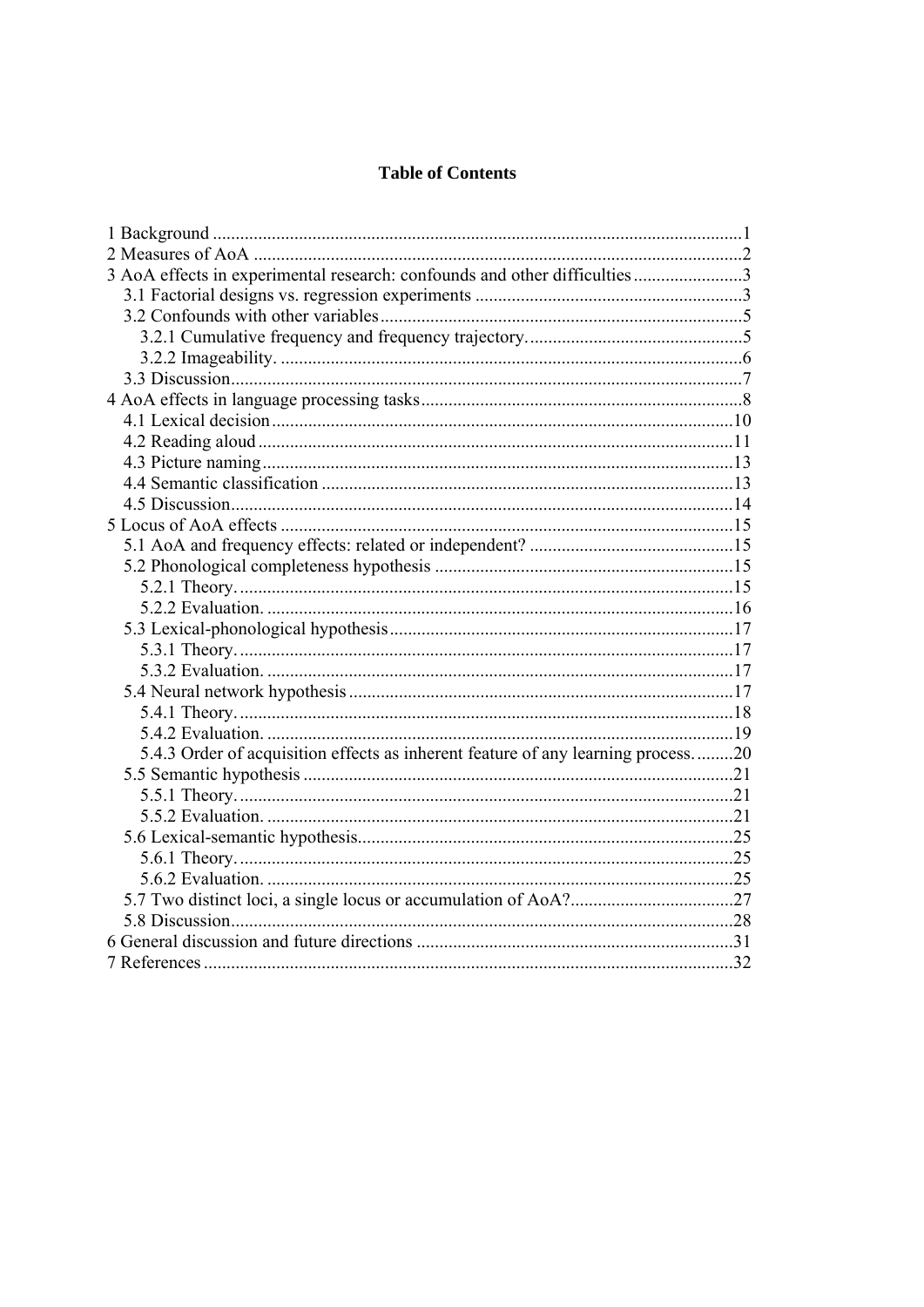**Table of Contents**

1 Background ........................................................................................................... 1
2 Measures of AoA ................................................................................................... 2
3 AoA effects in experimental research: confounds and other difficulties ........................ 3
 3.1 Factorial designs vs. regression experiments ........................................................... 3
 3.2 Confounds with other variables ............................................................................ 5
  3.2.1 Cumulative frequency and frequency trajectory. ................................................ 5
  3.2.2 Imageability. ..................................................................................................... 6
 3.3 Discussion ............................................................................................................ 7
4 AoA effects in language processing tasks ..................................................................... 8
 4.1 Lexical decision .................................................................................................. 10
 4.2 Reading aloud ..................................................................................................... 11
 4.3 Picture naming .................................................................................................... 13
 4.4 Semantic classification ........................................................................................ 13
 4.5 Discussion .......................................................................................................... 14
5 Locus of AoA effects ................................................................................................. 15
 5.1 AoA and frequency effects: related or independent? ............................................. 15
 5.2 Phonological completeness hypothesis .................................................................. 15
  5.2.1 Theory. ........................................................................................................... 15
  5.2.2 Evaluation. ...................................................................................................... 16
 5.3 Lexical-phonological hypothesis ........................................................................... 17
  5.3.1 Theory. ........................................................................................................... 17
  5.3.2 Evaluation. ...................................................................................................... 17
 5.4 Neural network hypothesis ................................................................................... 17
  5.4.1 Theory. ........................................................................................................... 18
  5.4.2 Evaluation. ...................................................................................................... 19
  5.4.3 Order of acquisition effects as inherent feature of any learning process. ............... 20
 5.5 Semantic hypothesis ............................................................................................ 21
  5.5.1 Theory. ........................................................................................................... 21
  5.5.2 Evaluation. ...................................................................................................... 21
 5.6 Lexical-semantic hypothesis ................................................................................. 25
  5.6.1 Theory. ........................................................................................................... 25
  5.6.2 Evaluation. ...................................................................................................... 25
 5.7 Two distinct loci, a single locus or accumulation of AoA? ..................................... 27
 5.8 Discussion .......................................................................................................... 28
6 General discussion and future directions ..................................................................... 31
7 References ................................................................................................................ 32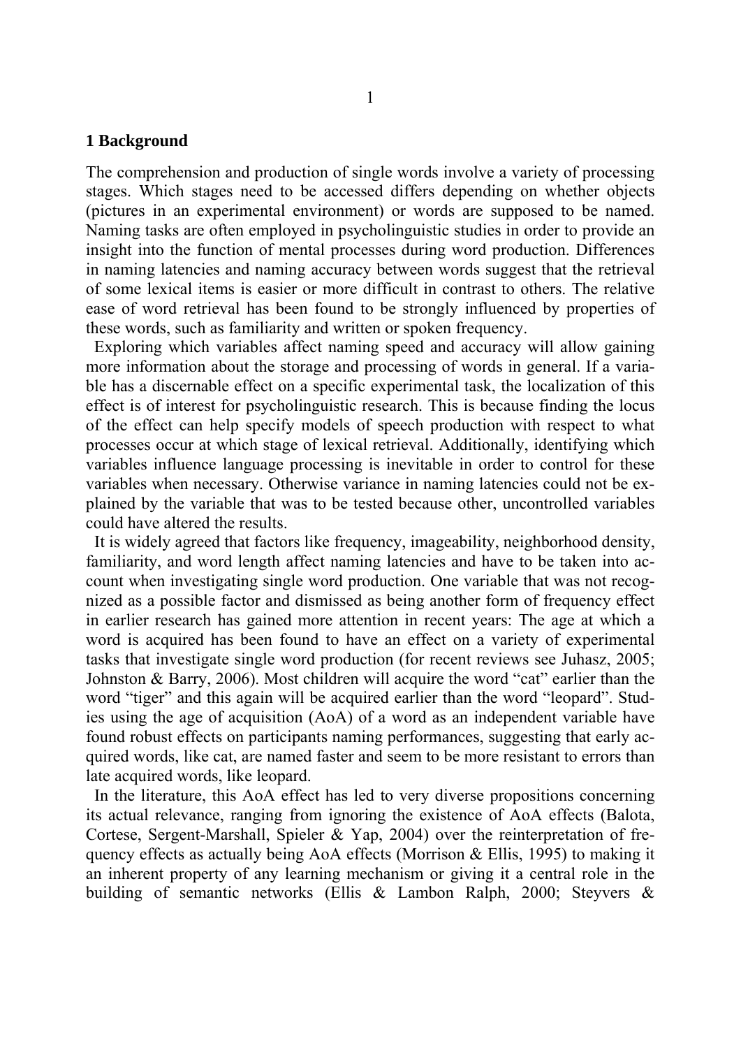## 1 Background

The comprehension and production of single words involve a variety of processing stages. Which stages need to be accessed differs depending on whether objects (pictures in an experimental environment) or words are supposed to be named. Naming tasks are often employed in psycholinguistic studies in order to provide an insight into the function of mental processes during word production. Differences in naming latencies and naming accuracy between words suggest that the retrieval of some lexical items is easier or more difficult in contrast to others. The relative ease of word retrieval has been found to be strongly influenced by properties of these words, such as familiarity and written or spoken frequency.

Exploring which variables affect naming speed and accuracy will allow gaining more information about the storage and processing of words in general. If a variable has a discernable effect on a specific experimental task, the localization of this effect is of interest for psycholinguistic research. This is because finding the locus of the effect can help specify models of speech production with respect to what processes occur at which stage of lexical retrieval. Additionally, identifying which variables influence language processing is inevitable in order to control for these variables when necessary. Otherwise variance in naming latencies could not be explained by the variable that was to be tested because other, uncontrolled variables could have altered the results.

It is widely agreed that factors like frequency, imageability, neighborhood density, familiarity, and word length affect naming latencies and have to be taken into account when investigating single word production. One variable that was not recognized as a possible factor and dismissed as being another form of frequency effect in earlier research has gained more attention in recent years: The age at which a word is acquired has been found to have an effect on a variety of experimental tasks that investigate single word production (for recent reviews see Juhasz, 2005; Johnston & Barry, 2006). Most children will acquire the word "cat" earlier than the word "tiger" and this again will be acquired earlier than the word "leopard". Studies using the age of acquisition (AoA) of a word as an independent variable have found robust effects on participants naming performances, suggesting that early acquired words, like cat, are named faster and seem to be more resistant to errors than late acquired words, like leopard.

In the literature, this AoA effect has led to very diverse propositions concerning its actual relevance, ranging from ignoring the existence of AoA effects (Balota, Cortese, Sergent-Marshall, Spieler & Yap, 2004) over the reinterpretation of frequency effects as actually being AoA effects (Morrison & Ellis, 1995) to making it an inherent property of any learning mechanism or giving it a central role in the building of semantic networks (Ellis & Lambon Ralph, 2000; Steyvers &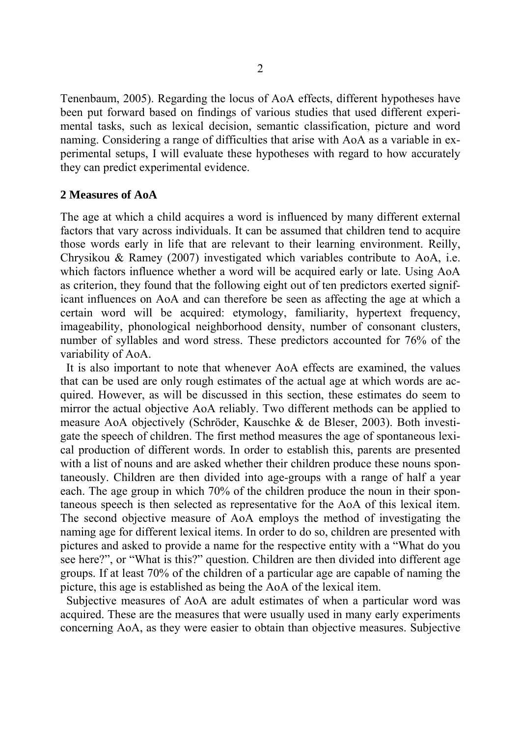Tenenbaum, 2005). Regarding the locus of AoA effects, different hypotheses have been put forward based on findings of various studies that used different experimental tasks, such as lexical decision, semantic classification, picture and word naming. Considering a range of difficulties that arise with AoA as a variable in experimental setups, I will evaluate these hypotheses with regard to how accurately they can predict experimental evidence.

## 2 Measures of AoA

The age at which a child acquires a word is influenced by many different external factors that vary across individuals. It can be assumed that children tend to acquire those words early in life that are relevant to their learning environment. Reilly, Chrysikou & Ramey (2007) investigated which variables contribute to AoA, i.e. which factors influence whether a word will be acquired early or late. Using AoA as criterion, they found that the following eight out of ten predictors exerted significant influences on AoA and can therefore be seen as affecting the age at which a certain word will be acquired: etymology, familiarity, hypertext frequency, imageability, phonological neighborhood density, number of consonant clusters, number of syllables and word stress. These predictors accounted for 76% of the variability of AoA.

It is also important to note that whenever AoA effects are examined, the values that can be used are only rough estimates of the actual age at which words are acquired. However, as will be discussed in this section, these estimates do seem to mirror the actual objective AoA reliably. Two different methods can be applied to measure AoA objectively (Schröder, Kauschke & de Bleser, 2003). Both investigate the speech of children. The first method measures the age of spontaneous lexical production of different words. In order to establish this, parents are presented with a list of nouns and are asked whether their children produce these nouns spontaneously. Children are then divided into age-groups with a range of half a year each. The age group in which 70% of the children produce the noun in their spontaneous speech is then selected as representative for the AoA of this lexical item. The second objective measure of AoA employs the method of investigating the naming age for different lexical items. In order to do so, children are presented with pictures and asked to provide a name for the respective entity with a "What do you see here?", or "What is this?" question. Children are then divided into different age groups. If at least 70% of the children of a particular age are capable of naming the picture, this age is established as being the AoA of the lexical item.

Subjective measures of AoA are adult estimates of when a particular word was acquired. These are the measures that were usually used in many early experiments concerning AoA, as they were easier to obtain than objective measures. Subjective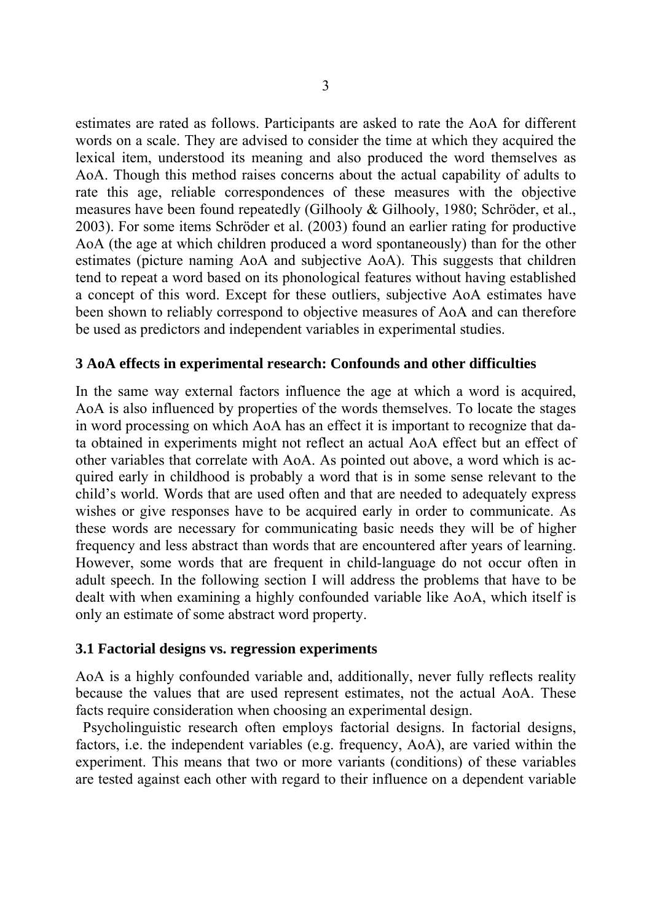estimates are rated as follows. Participants are asked to rate the AoA for different words on a scale. They are advised to consider the time at which they acquired the lexical item, understood its meaning and also produced the word themselves as AoA. Though this method raises concerns about the actual capability of adults to rate this age, reliable correspondences of these measures with the objective measures have been found repeatedly (Gilhooly & Gilhooly, 1980; Schröder, et al., 2003). For some items Schröder et al. (2003) found an earlier rating for productive AoA (the age at which children produced a word spontaneously) than for the other estimates (picture naming AoA and subjective AoA). This suggests that children tend to repeat a word based on its phonological features without having established a concept of this word. Except for these outliers, subjective AoA estimates have been shown to reliably correspond to objective measures of AoA and can therefore be used as predictors and independent variables in experimental studies.

## 3 AoA effects in experimental research: Confounds and other difficulties

In the same way external factors influence the age at which a word is acquired, AoA is also influenced by properties of the words themselves. To locate the stages in word processing on which AoA has an effect it is important to recognize that data obtained in experiments might not reflect an actual AoA effect but an effect of other variables that correlate with AoA. As pointed out above, a word which is acquired early in childhood is probably a word that is in some sense relevant to the child's world. Words that are used often and that are needed to adequately express wishes or give responses have to be acquired early in order to communicate. As these words are necessary for communicating basic needs they will be of higher frequency and less abstract than words that are encountered after years of learning. However, some words that are frequent in child-language do not occur often in adult speech. In the following section I will address the problems that have to be dealt with when examining a highly confounded variable like AoA, which itself is only an estimate of some abstract word property.

### 3.1 Factorial designs vs. regression experiments

AoA is a highly confounded variable and, additionally, never fully reflects reality because the values that are used represent estimates, not the actual AoA. These facts require consideration when choosing an experimental design.

Psycholinguistic research often employs factorial designs. In factorial designs, factors, i.e. the independent variables (e.g. frequency, AoA), are varied within the experiment. This means that two or more variants (conditions) of these variables are tested against each other with regard to their influence on a dependent variable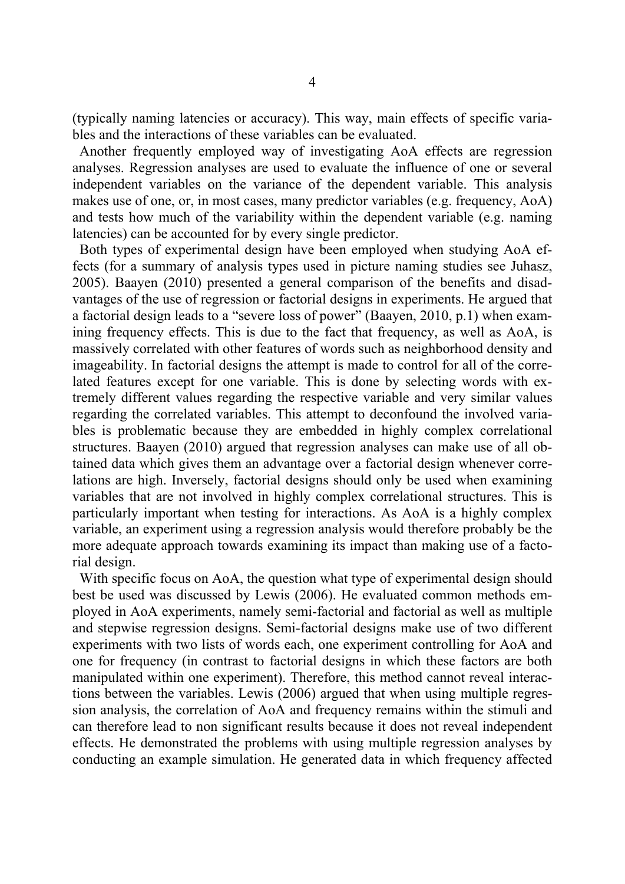(typically naming latencies or accuracy). This way, main effects of specific variables and the interactions of these variables can be evaluated.

Another frequently employed way of investigating AoA effects are regression analyses. Regression analyses are used to evaluate the influence of one or several independent variables on the variance of the dependent variable. This analysis makes use of one, or, in most cases, many predictor variables (e.g. frequency, AoA) and tests how much of the variability within the dependent variable (e.g. naming latencies) can be accounted for by every single predictor.

Both types of experimental design have been employed when studying AoA effects (for a summary of analysis types used in picture naming studies see Juhasz, 2005). Baayen (2010) presented a general comparison of the benefits and disadvantages of the use of regression or factorial designs in experiments. He argued that a factorial design leads to a "severe loss of power" (Baayen, 2010, p.1) when examining frequency effects. This is due to the fact that frequency, as well as AoA, is massively correlated with other features of words such as neighborhood density and imageability. In factorial designs the attempt is made to control for all of the correlated features except for one variable. This is done by selecting words with extremely different values regarding the respective variable and very similar values regarding the correlated variables. This attempt to deconfound the involved variables is problematic because they are embedded in highly complex correlational structures. Baayen (2010) argued that regression analyses can make use of all obtained data which gives them an advantage over a factorial design whenever correlations are high. Inversely, factorial designs should only be used when examining variables that are not involved in highly complex correlational structures. This is particularly important when testing for interactions. As AoA is a highly complex variable, an experiment using a regression analysis would therefore probably be the more adequate approach towards examining its impact than making use of a factorial design.

With specific focus on AoA, the question what type of experimental design should best be used was discussed by Lewis (2006). He evaluated common methods employed in AoA experiments, namely semi-factorial and factorial as well as multiple and stepwise regression designs. Semi-factorial designs make use of two different experiments with two lists of words each, one experiment controlling for AoA and one for frequency (in contrast to factorial designs in which these factors are both manipulated within one experiment). Therefore, this method cannot reveal interactions between the variables. Lewis (2006) argued that when using multiple regression analysis, the correlation of AoA and frequency remains within the stimuli and can therefore lead to non significant results because it does not reveal independent effects. He demonstrated the problems with using multiple regression analyses by conducting an example simulation. He generated data in which frequency affected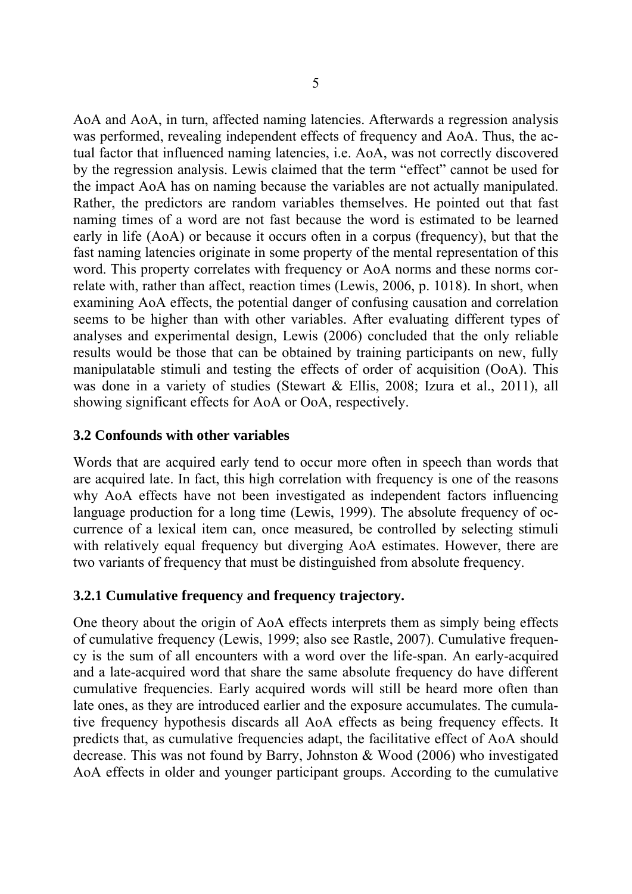AoA and AoA, in turn, affected naming latencies. Afterwards a regression analysis was performed, revealing independent effects of frequency and AoA. Thus, the actual factor that influenced naming latencies, i.e. AoA, was not correctly discovered by the regression analysis. Lewis claimed that the term “effect” cannot be used for the impact AoA has on naming because the variables are not actually manipulated. Rather, the predictors are random variables themselves. He pointed out that fast naming times of a word are not fast because the word is estimated to be learned early in life (AoA) or because it occurs often in a corpus (frequency), but that the fast naming latencies originate in some property of the mental representation of this word. This property correlates with frequency or AoA norms and these norms correlate with, rather than affect, reaction times (Lewis, 2006, p. 1018). In short, when examining AoA effects, the potential danger of confusing causation and correlation seems to be higher than with other variables. After evaluating different types of analyses and experimental design, Lewis (2006) concluded that the only reliable results would be those that can be obtained by training participants on new, fully manipulatable stimuli and testing the effects of order of acquisition (OoA). This was done in a variety of studies (Stewart & Ellis, 2008; Izura et al., 2011), all showing significant effects for AoA or OoA, respectively.

### 3.2 Confounds with other variables

Words that are acquired early tend to occur more often in speech than words that are acquired late. In fact, this high correlation with frequency is one of the reasons why AoA effects have not been investigated as independent factors influencing language production for a long time (Lewis, 1999). The absolute frequency of occurrence of a lexical item can, once measured, be controlled by selecting stimuli with relatively equal frequency but diverging AoA estimates. However, there are two variants of frequency that must be distinguished from absolute frequency.

#### 3.2.1 Cumulative frequency and frequency trajectory.

One theory about the origin of AoA effects interprets them as simply being effects of cumulative frequency (Lewis, 1999; also see Rastle, 2007). Cumulative frequency is the sum of all encounters with a word over the life-span. An early-acquired and a late-acquired word that share the same absolute frequency do have different cumulative frequencies. Early acquired words will still be heard more often than late ones, as they are introduced earlier and the exposure accumulates. The cumulative frequency hypothesis discards all AoA effects as being frequency effects. It predicts that, as cumulative frequencies adapt, the facilitative effect of AoA should decrease. This was not found by Barry, Johnston & Wood (2006) who investigated AoA effects in older and younger participant groups. According to the cumulative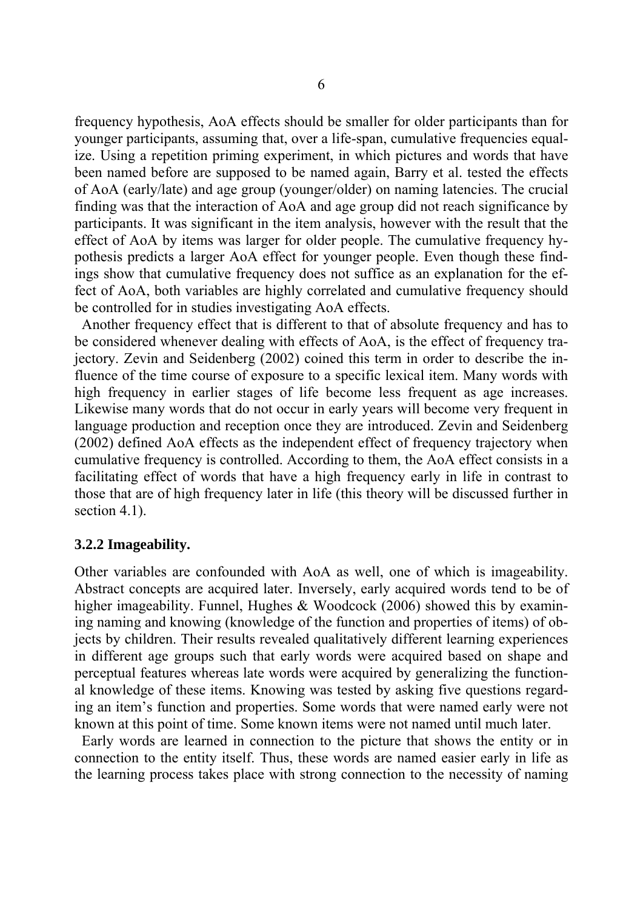frequency hypothesis, AoA effects should be smaller for older participants than for younger participants, assuming that, over a life-span, cumulative frequencies equalize. Using a repetition priming experiment, in which pictures and words that have been named before are supposed to be named again, Barry et al. tested the effects of AoA (early/late) and age group (younger/older) on naming latencies. The crucial finding was that the interaction of AoA and age group did not reach significance by participants. It was significant in the item analysis, however with the result that the effect of AoA by items was larger for older people. The cumulative frequency hypothesis predicts a larger AoA effect for younger people. Even though these findings show that cumulative frequency does not suffice as an explanation for the effect of AoA, both variables are highly correlated and cumulative frequency should be controlled for in studies investigating AoA effects.

Another frequency effect that is different to that of absolute frequency and has to be considered whenever dealing with effects of AoA, is the effect of frequency trajectory. Zevin and Seidenberg (2002) coined this term in order to describe the influence of the time course of exposure to a specific lexical item. Many words with high frequency in earlier stages of life become less frequent as age increases. Likewise many words that do not occur in early years will become very frequent in language production and reception once they are introduced. Zevin and Seidenberg (2002) defined AoA effects as the independent effect of frequency trajectory when cumulative frequency is controlled. According to them, the AoA effect consists in a facilitating effect of words that have a high frequency early in life in contrast to those that are of high frequency later in life (this theory will be discussed further in section 4.1).

### 3.2.2 Imageability.

Other variables are confounded with AoA as well, one of which is imageability. Abstract concepts are acquired later. Inversely, early acquired words tend to be of higher imageability. Funnel, Hughes & Woodcock (2006) showed this by examining naming and knowing (knowledge of the function and properties of items) of objects by children. Their results revealed qualitatively different learning experiences in different age groups such that early words were acquired based on shape and perceptual features whereas late words were acquired by generalizing the functional knowledge of these items. Knowing was tested by asking five questions regarding an item's function and properties. Some words that were named early were not known at this point of time. Some known items were not named until much later.

Early words are learned in connection to the picture that shows the entity or in connection to the entity itself. Thus, these words are named easier early in life as the learning process takes place with strong connection to the necessity of naming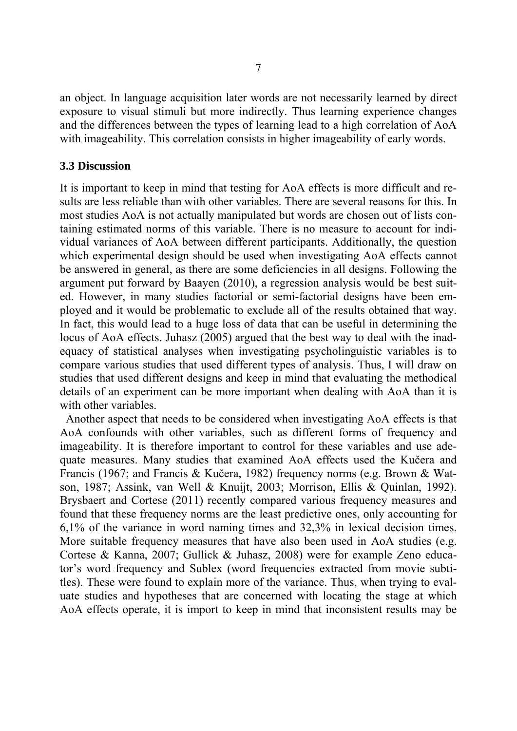an object. In language acquisition later words are not necessarily learned by direct exposure to visual stimuli but more indirectly. Thus learning experience changes and the differences between the types of learning lead to a high correlation of AoA with imageability. This correlation consists in higher imageability of early words.

### 3.3 Discussion

It is important to keep in mind that testing for AoA effects is more difficult and results are less reliable than with other variables. There are several reasons for this. In most studies AoA is not actually manipulated but words are chosen out of lists containing estimated norms of this variable. There is no measure to account for individual variances of AoA between different participants. Additionally, the question which experimental design should be used when investigating AoA effects cannot be answered in general, as there are some deficiencies in all designs. Following the argument put forward by Baayen (2010), a regression analysis would be best suited. However, in many studies factorial or semi-factorial designs have been employed and it would be problematic to exclude all of the results obtained that way. In fact, this would lead to a huge loss of data that can be useful in determining the locus of AoA effects. Juhasz (2005) argued that the best way to deal with the inadequacy of statistical analyses when investigating psycholinguistic variables is to compare various studies that used different types of analysis. Thus, I will draw on studies that used different designs and keep in mind that evaluating the methodical details of an experiment can be more important when dealing with AoA than it is with other variables.

Another aspect that needs to be considered when investigating AoA effects is that AoA confounds with other variables, such as different forms of frequency and imageability. It is therefore important to control for these variables and use adequate measures. Many studies that examined AoA effects used the Kučera and Francis (1967; and Francis & Kučera, 1982) frequency norms (e.g. Brown & Watson, 1987; Assink, van Well & Knuijt, 2003; Morrison, Ellis & Quinlan, 1992). Brysbaert and Cortese (2011) recently compared various frequency measures and found that these frequency norms are the least predictive ones, only accounting for 6,1% of the variance in word naming times and 32,3% in lexical decision times. More suitable frequency measures that have also been used in AoA studies (e.g. Cortese & Kanna, 2007; Gullick & Juhasz, 2008) were for example Zeno educator's word frequency and Sublex (word frequencies extracted from movie subtitles). These were found to explain more of the variance. Thus, when trying to evaluate studies and hypotheses that are concerned with locating the stage at which AoA effects operate, it is import to keep in mind that inconsistent results may be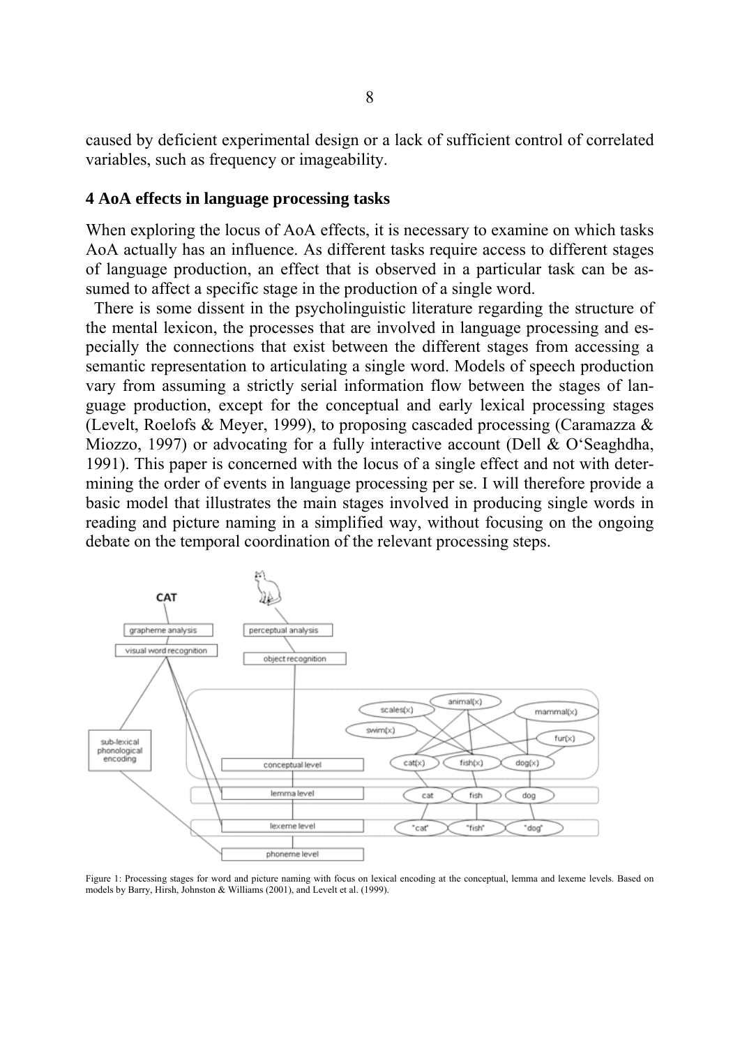caused by deficient experimental design or a lack of sufficient control of correlated variables, such as frequency or imageability.

## 4 AoA effects in language processing tasks

When exploring the locus of AoA effects, it is necessary to examine on which tasks AoA actually has an influence. As different tasks require access to different stages of language production, an effect that is observed in a particular task can be assumed to affect a specific stage in the production of a single word.

There is some dissent in the psycholinguistic literature regarding the structure of the mental lexicon, the processes that are involved in language processing and especially the connections that exist between the different stages from accessing a semantic representation to articulating a single word. Models of speech production vary from assuming a strictly serial information flow between the stages of language production, except for the conceptual and early lexical processing stages (Levelt, Roelofs & Meyer, 1999), to proposing cascaded processing (Caramazza & Miozzo, 1997) or advocating for a fully interactive account (Dell & O'Seaghdha, 1991). This paper is concerned with the locus of a single effect and not with determining the order of events in language processing per se. I will therefore provide a basic model that illustrates the main stages involved in producing single words in reading and picture naming in a simplified way, without focusing on the ongoing debate on the temporal coordination of the relevant processing steps.

Figure 1: Processing stages for word and picture naming with focus on lexical encoding at the conceptual, lemma and lexeme levels. Based on models by Barry, Hirsh, Johnston & Williams (2001), and Levelt et al. (1999).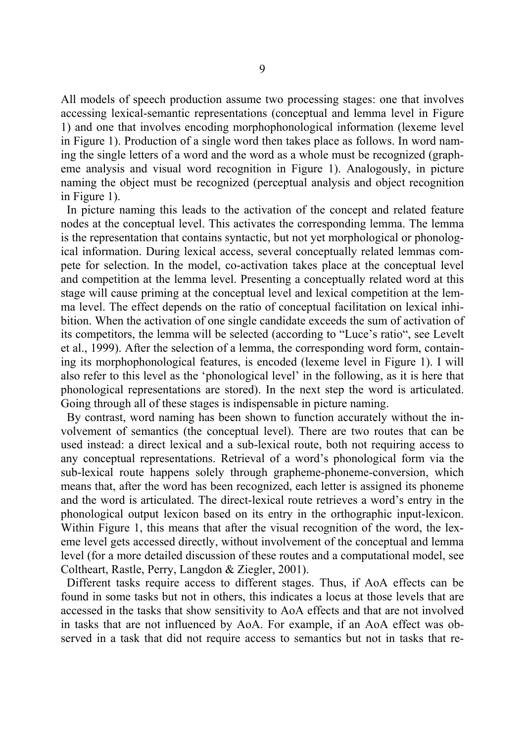All models of speech production assume two processing stages: one that involves accessing lexical-semantic representations (conceptual and lemma level in Figure 1) and one that involves encoding morphophonological information (lexeme level in Figure 1). Production of a single word then takes place as follows. In word naming the single letters of a word and the word as a whole must be recognized (grapheme analysis and visual word recognition in Figure 1). Analogously, in picture naming the object must be recognized (perceptual analysis and object recognition in Figure 1).

In picture naming this leads to the activation of the concept and related feature nodes at the conceptual level. This activates the corresponding lemma. The lemma is the representation that contains syntactic, but not yet morphological or phonological information. During lexical access, several conceptually related lemmas compete for selection. In the model, co-activation takes place at the conceptual level and competition at the lemma level. Presenting a conceptually related word at this stage will cause priming at the conceptual level and lexical competition at the lemma level. The effect depends on the ratio of conceptual facilitation on lexical inhibition. When the activation of one single candidate exceeds the sum of activation of its competitors, the lemma will be selected (according to "Luce's ratio", see Levelt et al., 1999). After the selection of a lemma, the corresponding word form, containing its morphophonological features, is encoded (lexeme level in Figure 1). I will also refer to this level as the 'phonological level' in the following, as it is here that phonological representations are stored). In the next step the word is articulated. Going through all of these stages is indispensable in picture naming.

By contrast, word naming has been shown to function accurately without the involvement of semantics (the conceptual level). There are two routes that can be used instead: a direct lexical and a sub-lexical route, both not requiring access to any conceptual representations. Retrieval of a word's phonological form via the sub-lexical route happens solely through grapheme-phoneme-conversion, which means that, after the word has been recognized, each letter is assigned its phoneme and the word is articulated. The direct-lexical route retrieves a word's entry in the phonological output lexicon based on its entry in the orthographic input-lexicon. Within Figure 1, this means that after the visual recognition of the word, the lexeme level gets accessed directly, without involvement of the conceptual and lemma level (for a more detailed discussion of these routes and a computational model, see Coltheart, Rastle, Perry, Langdon & Ziegler, 2001).

Different tasks require access to different stages. Thus, if AoA effects can be found in some tasks but not in others, this indicates a locus at those levels that are accessed in the tasks that show sensitivity to AoA effects and that are not involved in tasks that are not influenced by AoA. For example, if an AoA effect was observed in a task that did not require access to semantics but not in tasks that re-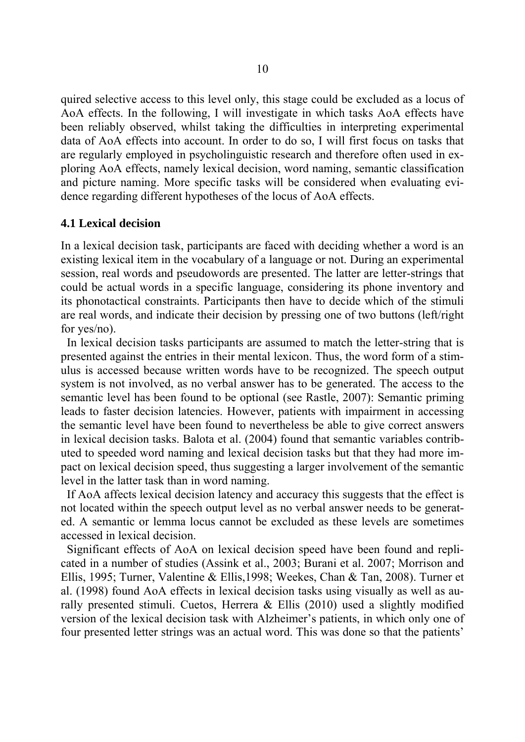quired selective access to this level only, this stage could be excluded as a locus of AoA effects. In the following, I will investigate in which tasks AoA effects have been reliably observed, whilst taking the difficulties in interpreting experimental data of AoA effects into account. In order to do so, I will first focus on tasks that are regularly employed in psycholinguistic research and therefore often used in exploring AoA effects, namely lexical decision, word naming, semantic classification and picture naming. More specific tasks will be considered when evaluating evidence regarding different hypotheses of the locus of AoA effects.

## 4.1 Lexical decision

In a lexical decision task, participants are faced with deciding whether a word is an existing lexical item in the vocabulary of a language or not. During an experimental session, real words and pseudowords are presented. The latter are letter-strings that could be actual words in a specific language, considering its phone inventory and its phonotactical constraints. Participants then have to decide which of the stimuli are real words, and indicate their decision by pressing one of two buttons (left/right for yes/no).

In lexical decision tasks participants are assumed to match the letter-string that is presented against the entries in their mental lexicon. Thus, the word form of a stimulus is accessed because written words have to be recognized. The speech output system is not involved, as no verbal answer has to be generated. The access to the semantic level has been found to be optional (see Rastle, 2007): Semantic priming leads to faster decision latencies. However, patients with impairment in accessing the semantic level have been found to nevertheless be able to give correct answers in lexical decision tasks. Balota et al. (2004) found that semantic variables contributed to speeded word naming and lexical decision tasks but that they had more impact on lexical decision speed, thus suggesting a larger involvement of the semantic level in the latter task than in word naming.

If AoA affects lexical decision latency and accuracy this suggests that the effect is not located within the speech output level as no verbal answer needs to be generated. A semantic or lemma locus cannot be excluded as these levels are sometimes accessed in lexical decision.

Significant effects of AoA on lexical decision speed have been found and replicated in a number of studies (Assink et al., 2003; Burani et al. 2007; Morrison and Ellis, 1995; Turner, Valentine & Ellis,1998; Weekes, Chan & Tan, 2008). Turner et al. (1998) found AoA effects in lexical decision tasks using visually as well as aurally presented stimuli. Cuetos, Herrera & Ellis (2010) used a slightly modified version of the lexical decision task with Alzheimer's patients, in which only one of four presented letter strings was an actual word. This was done so that the patients'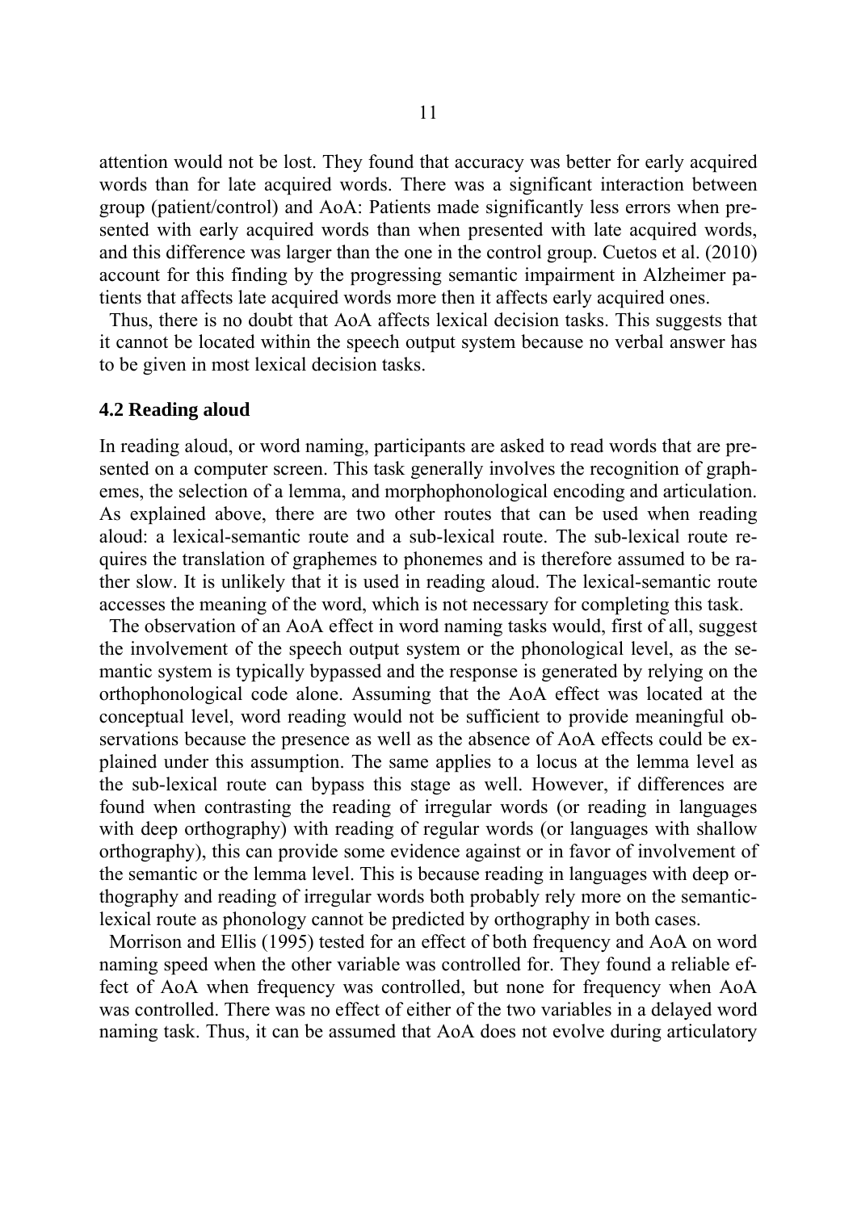attention would not be lost. They found that accuracy was better for early acquired words than for late acquired words. There was a significant interaction between group (patient/control) and AoA: Patients made significantly less errors when presented with early acquired words than when presented with late acquired words, and this difference was larger than the one in the control group. Cuetos et al. (2010) account for this finding by the progressing semantic impairment in Alzheimer patients that affects late acquired words more then it affects early acquired ones.

Thus, there is no doubt that AoA affects lexical decision tasks. This suggests that it cannot be located within the speech output system because no verbal answer has to be given in most lexical decision tasks.

### 4.2 Reading aloud

In reading aloud, or word naming, participants are asked to read words that are presented on a computer screen. This task generally involves the recognition of graphemes, the selection of a lemma, and morphophonological encoding and articulation. As explained above, there are two other routes that can be used when reading aloud: a lexical-semantic route and a sub-lexical route. The sub-lexical route requires the translation of graphemes to phonemes and is therefore assumed to be rather slow. It is unlikely that it is used in reading aloud. The lexical-semantic route accesses the meaning of the word, which is not necessary for completing this task.

The observation of an AoA effect in word naming tasks would, first of all, suggest the involvement of the speech output system or the phonological level, as the semantic system is typically bypassed and the response is generated by relying on the orthophonological code alone. Assuming that the AoA effect was located at the conceptual level, word reading would not be sufficient to provide meaningful observations because the presence as well as the absence of AoA effects could be explained under this assumption. The same applies to a locus at the lemma level as the sub-lexical route can bypass this stage as well. However, if differences are found when contrasting the reading of irregular words (or reading in languages with deep orthography) with reading of regular words (or languages with shallow orthography), this can provide some evidence against or in favor of involvement of the semantic or the lemma level. This is because reading in languages with deep orthography and reading of irregular words both probably rely more on the semantic-lexical route as phonology cannot be predicted by orthography in both cases.

Morrison and Ellis (1995) tested for an effect of both frequency and AoA on word naming speed when the other variable was controlled for. They found a reliable effect of AoA when frequency was controlled, but none for frequency when AoA was controlled. There was no effect of either of the two variables in a delayed word naming task. Thus, it can be assumed that AoA does not evolve during articulatory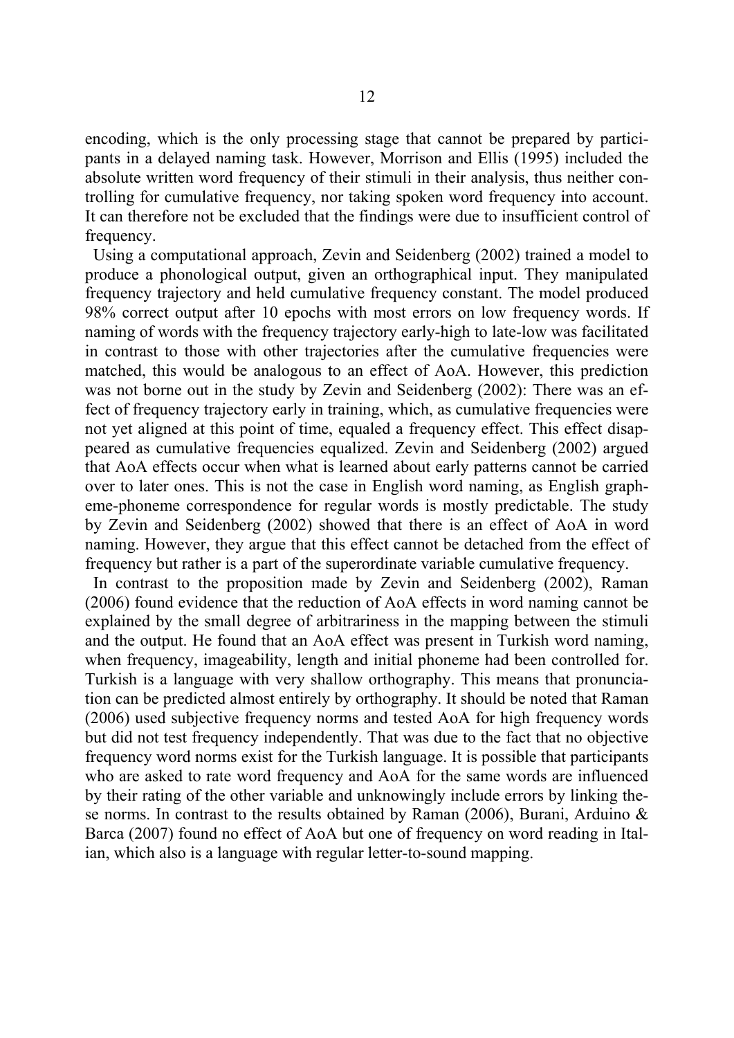encoding, which is the only processing stage that cannot be prepared by participants in a delayed naming task. However, Morrison and Ellis (1995) included the absolute written word frequency of their stimuli in their analysis, thus neither controlling for cumulative frequency, nor taking spoken word frequency into account. It can therefore not be excluded that the findings were due to insufficient control of frequency.

Using a computational approach, Zevin and Seidenberg (2002) trained a model to produce a phonological output, given an orthographical input. They manipulated frequency trajectory and held cumulative frequency constant. The model produced 98% correct output after 10 epochs with most errors on low frequency words. If naming of words with the frequency trajectory early-high to late-low was facilitated in contrast to those with other trajectories after the cumulative frequencies were matched, this would be analogous to an effect of AoA. However, this prediction was not borne out in the study by Zevin and Seidenberg (2002): There was an effect of frequency trajectory early in training, which, as cumulative frequencies were not yet aligned at this point of time, equaled a frequency effect. This effect disappeared as cumulative frequencies equalized. Zevin and Seidenberg (2002) argued that AoA effects occur when what is learned about early patterns cannot be carried over to later ones. This is not the case in English word naming, as English grapheme-phoneme correspondence for regular words is mostly predictable. The study by Zevin and Seidenberg (2002) showed that there is an effect of AoA in word naming. However, they argue that this effect cannot be detached from the effect of frequency but rather is a part of the superordinate variable cumulative frequency.

In contrast to the proposition made by Zevin and Seidenberg (2002), Raman (2006) found evidence that the reduction of AoA effects in word naming cannot be explained by the small degree of arbitrariness in the mapping between the stimuli and the output. He found that an AoA effect was present in Turkish word naming, when frequency, imageability, length and initial phoneme had been controlled for. Turkish is a language with very shallow orthography. This means that pronunciation can be predicted almost entirely by orthography. It should be noted that Raman (2006) used subjective frequency norms and tested AoA for high frequency words but did not test frequency independently. That was due to the fact that no objective frequency word norms exist for the Turkish language. It is possible that participants who are asked to rate word frequency and AoA for the same words are influenced by their rating of the other variable and unknowingly include errors by linking these norms. In contrast to the results obtained by Raman (2006), Burani, Arduino & Barca (2007) found no effect of AoA but one of frequency on word reading in Italian, which also is a language with regular letter-to-sound mapping.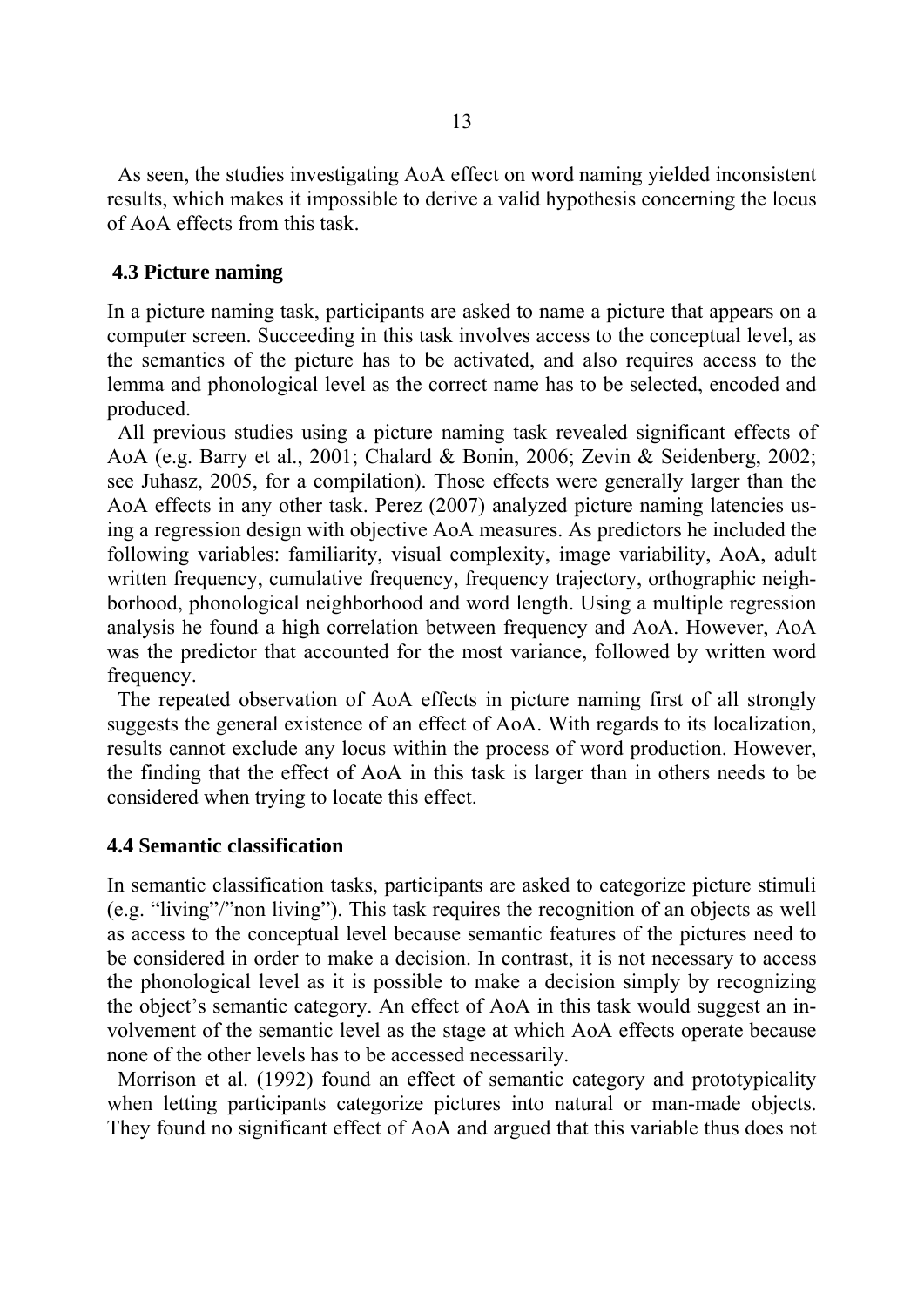As seen, the studies investigating AoA effect on word naming yielded inconsistent results, which makes it impossible to derive a valid hypothesis concerning the locus of AoA effects from this task.

### 4.3 Picture naming

In a picture naming task, participants are asked to name a picture that appears on a computer screen. Succeeding in this task involves access to the conceptual level, as the semantics of the picture has to be activated, and also requires access to the lemma and phonological level as the correct name has to be selected, encoded and produced.

All previous studies using a picture naming task revealed significant effects of AoA (e.g. Barry et al., 2001; Chalard & Bonin, 2006; Zevin & Seidenberg, 2002; see Juhasz, 2005, for a compilation). Those effects were generally larger than the AoA effects in any other task. Perez (2007) analyzed picture naming latencies using a regression design with objective AoA measures. As predictors he included the following variables: familiarity, visual complexity, image variability, AoA, adult written frequency, cumulative frequency, frequency trajectory, orthographic neighborhood, phonological neighborhood and word length. Using a multiple regression analysis he found a high correlation between frequency and AoA. However, AoA was the predictor that accounted for the most variance, followed by written word frequency.

The repeated observation of AoA effects in picture naming first of all strongly suggests the general existence of an effect of AoA. With regards to its localization, results cannot exclude any locus within the process of word production. However, the finding that the effect of AoA in this task is larger than in others needs to be considered when trying to locate this effect.

### 4.4 Semantic classification

In semantic classification tasks, participants are asked to categorize picture stimuli (e.g. "living"/"non living"). This task requires the recognition of an objects as well as access to the conceptual level because semantic features of the pictures need to be considered in order to make a decision. In contrast, it is not necessary to access the phonological level as it is possible to make a decision simply by recognizing the object's semantic category. An effect of AoA in this task would suggest an involvement of the semantic level as the stage at which AoA effects operate because none of the other levels has to be accessed necessarily.

Morrison et al. (1992) found an effect of semantic category and prototypicality when letting participants categorize pictures into natural or man-made objects. They found no significant effect of AoA and argued that this variable thus does not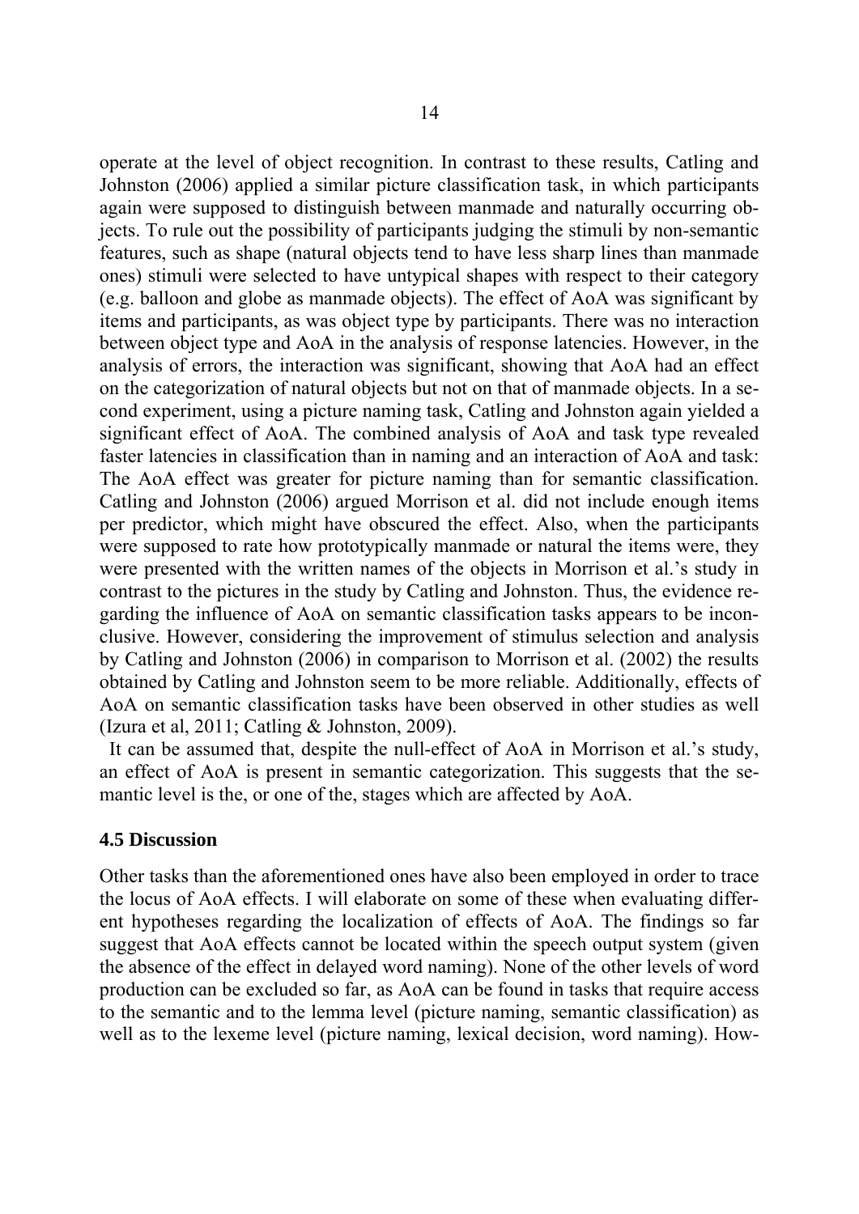operate at the level of object recognition. In contrast to these results, Catling and Johnston (2006) applied a similar picture classification task, in which participants again were supposed to distinguish between manmade and naturally occurring objects. To rule out the possibility of participants judging the stimuli by non-semantic features, such as shape (natural objects tend to have less sharp lines than manmade ones) stimuli were selected to have untypical shapes with respect to their category (e.g. balloon and globe as manmade objects). The effect of AoA was significant by items and participants, as was object type by participants. There was no interaction between object type and AoA in the analysis of response latencies. However, in the analysis of errors, the interaction was significant, showing that AoA had an effect on the categorization of natural objects but not on that of manmade objects. In a second experiment, using a picture naming task, Catling and Johnston again yielded a significant effect of AoA. The combined analysis of AoA and task type revealed faster latencies in classification than in naming and an interaction of AoA and task: The AoA effect was greater for picture naming than for semantic classification. Catling and Johnston (2006) argued Morrison et al. did not include enough items per predictor, which might have obscured the effect. Also, when the participants were supposed to rate how prototypically manmade or natural the items were, they were presented with the written names of the objects in Morrison et al.'s study in contrast to the pictures in the study by Catling and Johnston. Thus, the evidence regarding the influence of AoA on semantic classification tasks appears to be inconclusive. However, considering the improvement of stimulus selection and analysis by Catling and Johnston (2006) in comparison to Morrison et al. (2002) the results obtained by Catling and Johnston seem to be more reliable. Additionally, effects of AoA on semantic classification tasks have been observed in other studies as well (Izura et al, 2011; Catling & Johnston, 2009).

It can be assumed that, despite the null-effect of AoA in Morrison et al.'s study, an effect of AoA is present in semantic categorization. This suggests that the semantic level is the, or one of the, stages which are affected by AoA.

### 4.5 Discussion

Other tasks than the aforementioned ones have also been employed in order to trace the locus of AoA effects. I will elaborate on some of these when evaluating different hypotheses regarding the localization of effects of AoA. The findings so far suggest that AoA effects cannot be located within the speech output system (given the absence of the effect in delayed word naming). None of the other levels of word production can be excluded so far, as AoA can be found in tasks that require access to the semantic and to the lemma level (picture naming, semantic classification) as well as to the lexeme level (picture naming, lexical decision, word naming). How-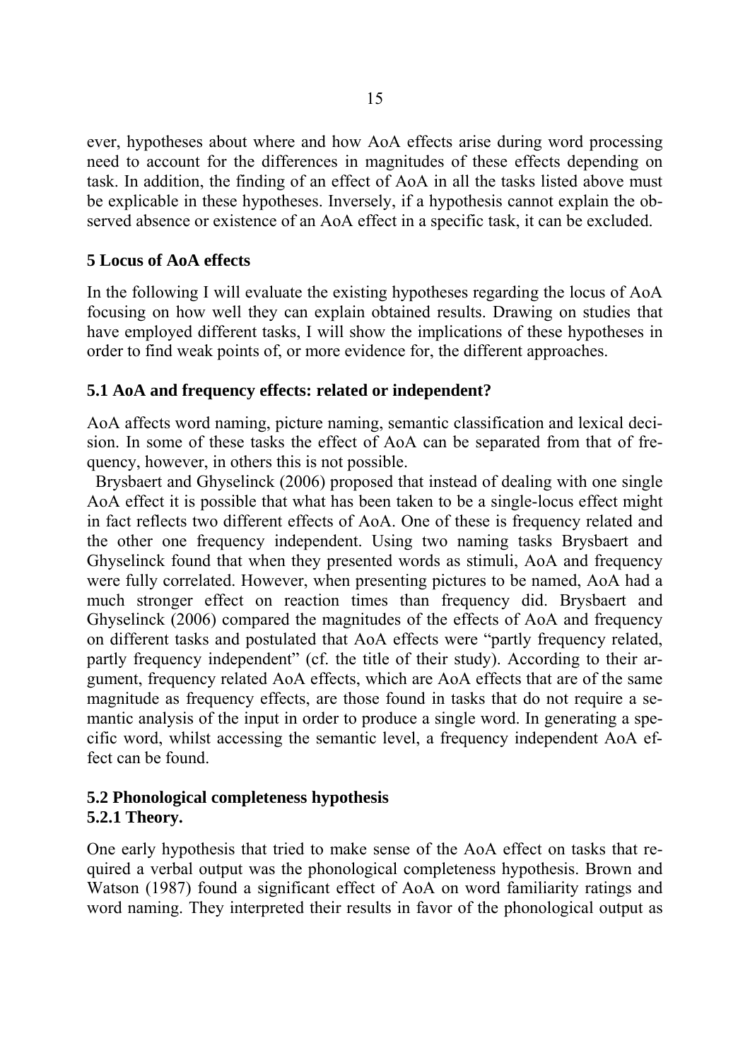ever, hypotheses about where and how AoA effects arise during word processing need to account for the differences in magnitudes of these effects depending on task. In addition, the finding of an effect of AoA in all the tasks listed above must be explicable in these hypotheses. Inversely, if a hypothesis cannot explain the observed absence or existence of an AoA effect in a specific task, it can be excluded.

## 5 Locus of AoA effects

In the following I will evaluate the existing hypotheses regarding the locus of AoA focusing on how well they can explain obtained results. Drawing on studies that have employed different tasks, I will show the implications of these hypotheses in order to find weak points of, or more evidence for, the different approaches.

### 5.1 AoA and frequency effects: related or independent?

AoA affects word naming, picture naming, semantic classification and lexical decision. In some of these tasks the effect of AoA can be separated from that of frequency, however, in others this is not possible.

Brysbaert and Ghyselinck (2006) proposed that instead of dealing with one single AoA effect it is possible that what has been taken to be a single-locus effect might in fact reflects two different effects of AoA. One of these is frequency related and the other one frequency independent. Using two naming tasks Brysbaert and Ghyselinck found that when they presented words as stimuli, AoA and frequency were fully correlated. However, when presenting pictures to be named, AoA had a much stronger effect on reaction times than frequency did. Brysbaert and Ghyselinck (2006) compared the magnitudes of the effects of AoA and frequency on different tasks and postulated that AoA effects were "partly frequency related, partly frequency independent" (cf. the title of their study). According to their argument, frequency related AoA effects, which are AoA effects that are of the same magnitude as frequency effects, are those found in tasks that do not require a semantic analysis of the input in order to produce a single word. In generating a specific word, whilst accessing the semantic level, a frequency independent AoA effect can be found.

### 5.2 Phonological completeness hypothesis

#### 5.2.1 Theory.

One early hypothesis that tried to make sense of the AoA effect on tasks that required a verbal output was the phonological completeness hypothesis. Brown and Watson (1987) found a significant effect of AoA on word familiarity ratings and word naming. They interpreted their results in favor of the phonological output as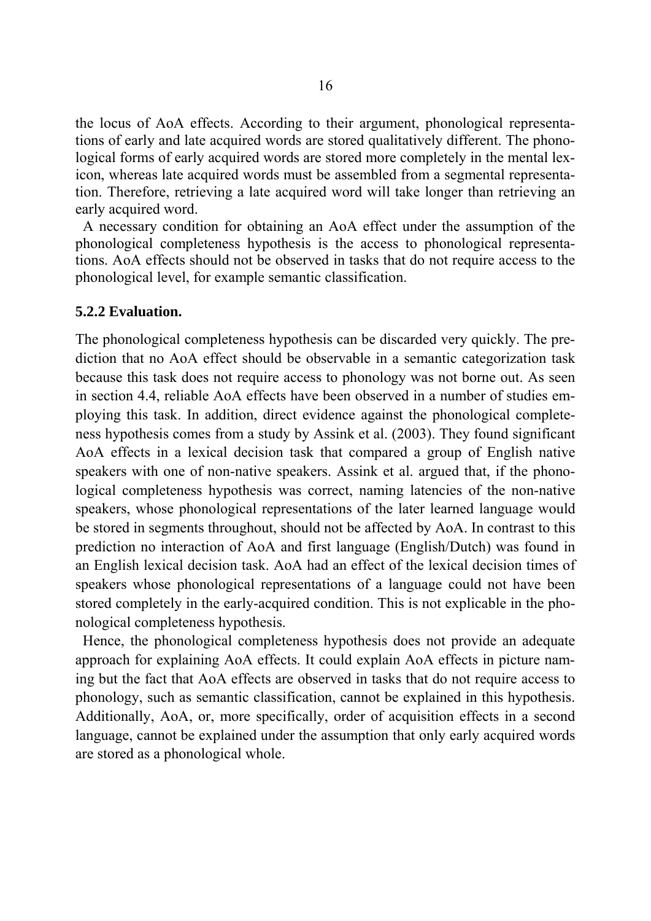the locus of AoA effects. According to their argument, phonological representations of early and late acquired words are stored qualitatively different. The phonological forms of early acquired words are stored more completely in the mental lexicon, whereas late acquired words must be assembled from a segmental representation. Therefore, retrieving a late acquired word will take longer than retrieving an early acquired word.

A necessary condition for obtaining an AoA effect under the assumption of the phonological completeness hypothesis is the access to phonological representations. AoA effects should not be observed in tasks that do not require access to the phonological level, for example semantic classification.

### 5.2.2 Evaluation.

The phonological completeness hypothesis can be discarded very quickly. The prediction that no AoA effect should be observable in a semantic categorization task because this task does not require access to phonology was not borne out. As seen in section 4.4, reliable AoA effects have been observed in a number of studies employing this task. In addition, direct evidence against the phonological completeness hypothesis comes from a study by Assink et al. (2003). They found significant AoA effects in a lexical decision task that compared a group of English native speakers with one of non-native speakers. Assink et al. argued that, if the phonological completeness hypothesis was correct, naming latencies of the non-native speakers, whose phonological representations of the later learned language would be stored in segments throughout, should not be affected by AoA. In contrast to this prediction no interaction of AoA and first language (English/Dutch) was found in an English lexical decision task. AoA had an effect of the lexical decision times of speakers whose phonological representations of a language could not have been stored completely in the early-acquired condition. This is not explicable in the phonological completeness hypothesis.

Hence, the phonological completeness hypothesis does not provide an adequate approach for explaining AoA effects. It could explain AoA effects in picture naming but the fact that AoA effects are observed in tasks that do not require access to phonology, such as semantic classification, cannot be explained in this hypothesis. Additionally, AoA, or, more specifically, order of acquisition effects in a second language, cannot be explained under the assumption that only early acquired words are stored as a phonological whole.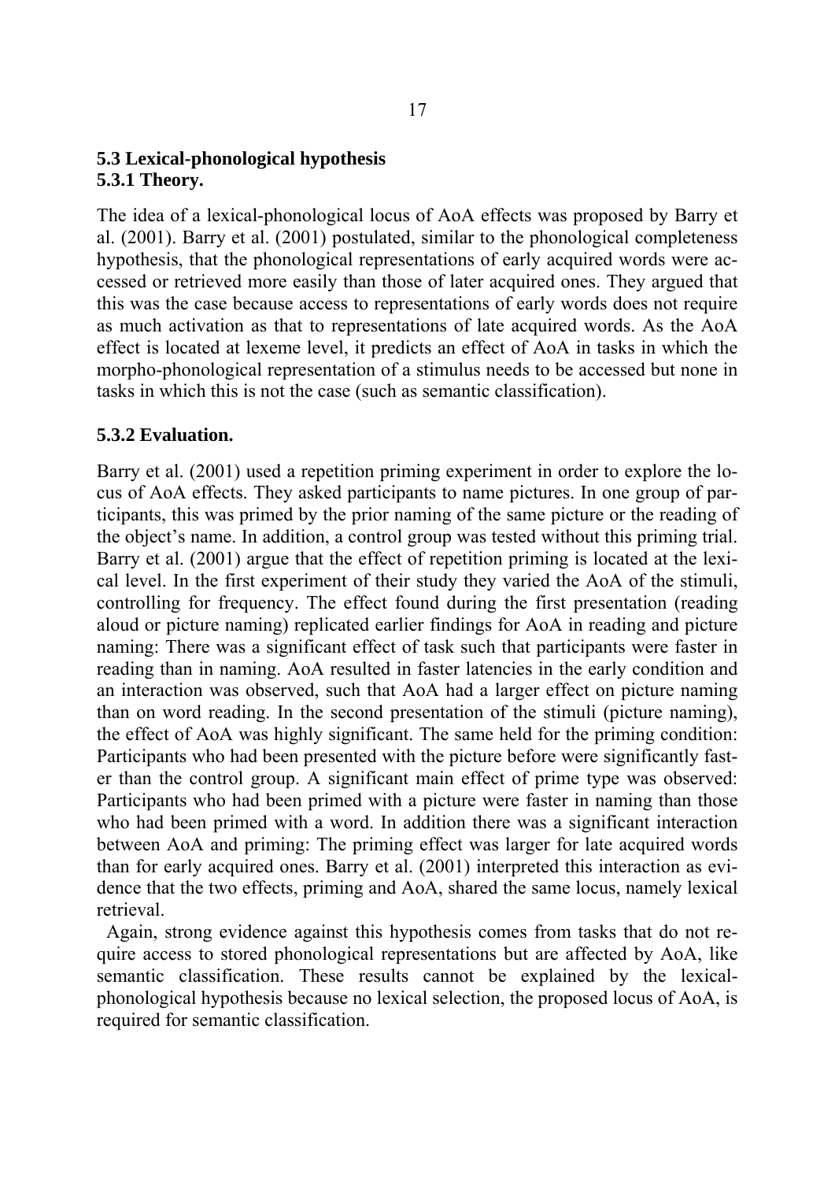### 5.3 Lexical-phonological hypothesis

#### 5.3.1 Theory.

The idea of a lexical-phonological locus of AoA effects was proposed by Barry et al. (2001). Barry et al. (2001) postulated, similar to the phonological completeness hypothesis, that the phonological representations of early acquired words were accessed or retrieved more easily than those of later acquired ones. They argued that this was the case because access to representations of early words does not require as much activation as that to representations of late acquired words. As the AoA effect is located at lexeme level, it predicts an effect of AoA in tasks in which the morpho-phonological representation of a stimulus needs to be accessed but none in tasks in which this is not the case (such as semantic classification).

#### 5.3.2 Evaluation.

Barry et al. (2001) used a repetition priming experiment in order to explore the locus of AoA effects. They asked participants to name pictures. In one group of participants, this was primed by the prior naming of the same picture or the reading of the object's name. In addition, a control group was tested without this priming trial. Barry et al. (2001) argue that the effect of repetition priming is located at the lexical level. In the first experiment of their study they varied the AoA of the stimuli, controlling for frequency. The effect found during the first presentation (reading aloud or picture naming) replicated earlier findings for AoA in reading and picture naming: There was a significant effect of task such that participants were faster in reading than in naming. AoA resulted in faster latencies in the early condition and an interaction was observed, such that AoA had a larger effect on picture naming than on word reading. In the second presentation of the stimuli (picture naming), the effect of AoA was highly significant. The same held for the priming condition: Participants who had been presented with the picture before were significantly faster than the control group. A significant main effect of prime type was observed: Participants who had been primed with a picture were faster in naming than those who had been primed with a word. In addition there was a significant interaction between AoA and priming: The priming effect was larger for late acquired words than for early acquired ones. Barry et al. (2001) interpreted this interaction as evidence that the two effects, priming and AoA, shared the same locus, namely lexical retrieval.

Again, strong evidence against this hypothesis comes from tasks that do not require access to stored phonological representations but are affected by AoA, like semantic classification. These results cannot be explained by the lexical-phonological hypothesis because no lexical selection, the proposed locus of AoA, is required for semantic classification.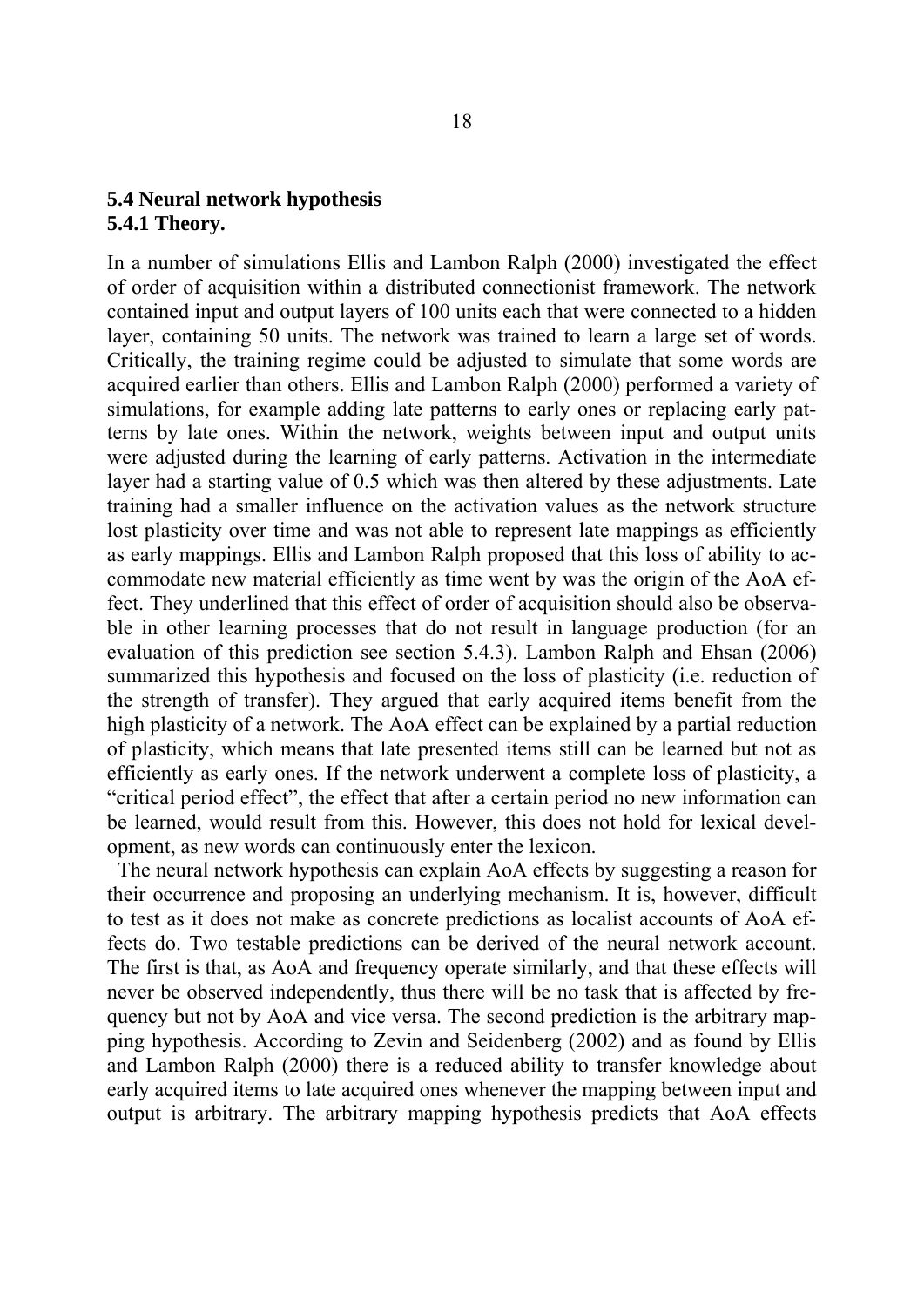### 5.4 Neural network hypothesis

#### 5.4.1 Theory.

In a number of simulations Ellis and Lambon Ralph (2000) investigated the effect of order of acquisition within a distributed connectionist framework. The network contained input and output layers of 100 units each that were connected to a hidden layer, containing 50 units. The network was trained to learn a large set of words. Critically, the training regime could be adjusted to simulate that some words are acquired earlier than others. Ellis and Lambon Ralph (2000) performed a variety of simulations, for example adding late patterns to early ones or replacing early patterns by late ones. Within the network, weights between input and output units were adjusted during the learning of early patterns. Activation in the intermediate layer had a starting value of 0.5 which was then altered by these adjustments. Late training had a smaller influence on the activation values as the network structure lost plasticity over time and was not able to represent late mappings as efficiently as early mappings. Ellis and Lambon Ralph proposed that this loss of ability to accommodate new material efficiently as time went by was the origin of the AoA effect. They underlined that this effect of order of acquisition should also be observable in other learning processes that do not result in language production (for an evaluation of this prediction see section 5.4.3). Lambon Ralph and Ehsan (2006) summarized this hypothesis and focused on the loss of plasticity (i.e. reduction of the strength of transfer). They argued that early acquired items benefit from the high plasticity of a network. The AoA effect can be explained by a partial reduction of plasticity, which means that late presented items still can be learned but not as efficiently as early ones. If the network underwent a complete loss of plasticity, a "critical period effect", the effect that after a certain period no new information can be learned, would result from this. However, this does not hold for lexical development, as new words can continuously enter the lexicon.

The neural network hypothesis can explain AoA effects by suggesting a reason for their occurrence and proposing an underlying mechanism. It is, however, difficult to test as it does not make as concrete predictions as localist accounts of AoA effects do. Two testable predictions can be derived of the neural network account. The first is that, as AoA and frequency operate similarly, and that these effects will never be observed independently, thus there will be no task that is affected by frequency but not by AoA and vice versa. The second prediction is the arbitrary mapping hypothesis. According to Zevin and Seidenberg (2002) and as found by Ellis and Lambon Ralph (2000) there is a reduced ability to transfer knowledge about early acquired items to late acquired ones whenever the mapping between input and output is arbitrary. The arbitrary mapping hypothesis predicts that AoA effects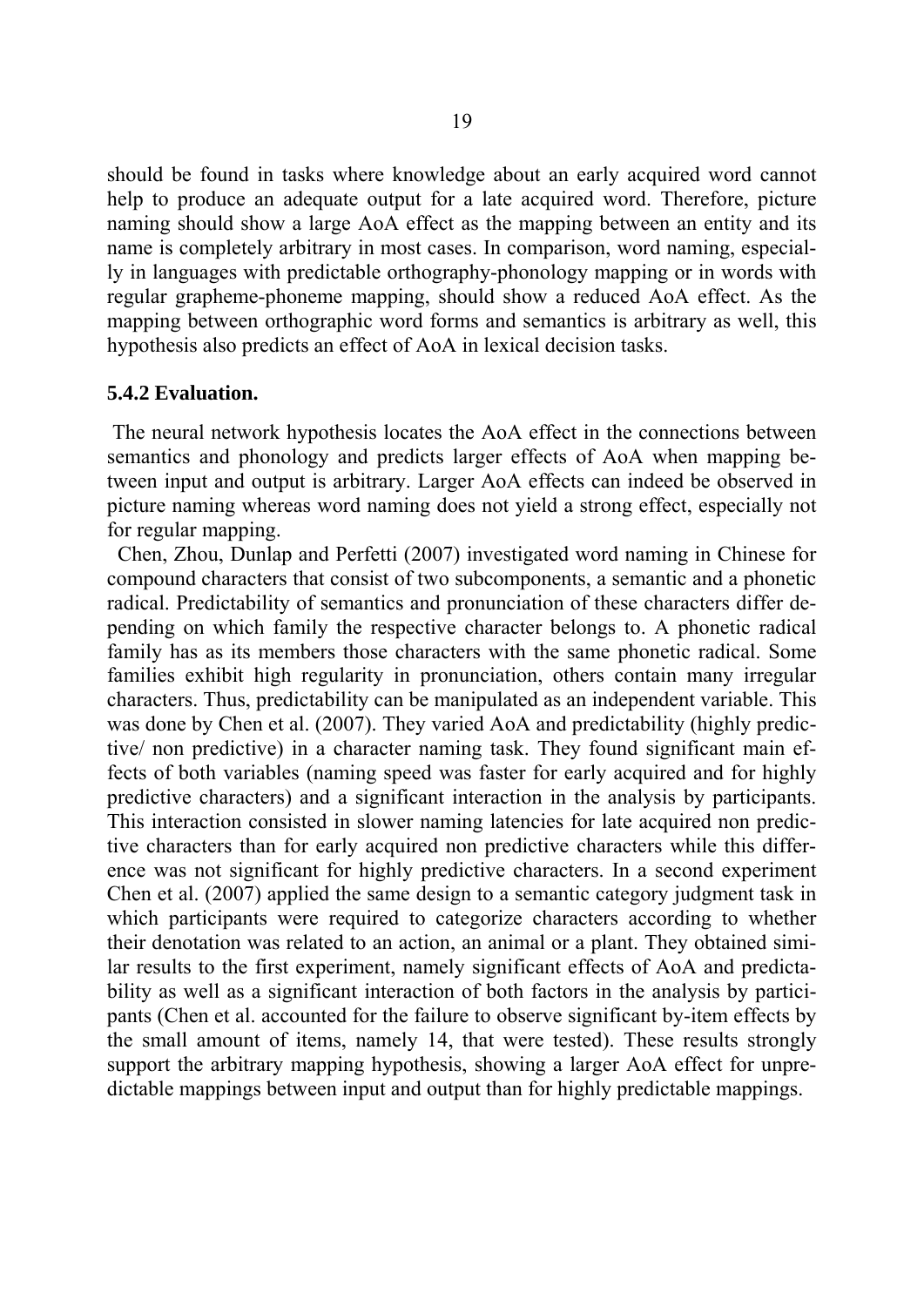should be found in tasks where knowledge about an early acquired word cannot help to produce an adequate output for a late acquired word. Therefore, picture naming should show a large AoA effect as the mapping between an entity and its name is completely arbitrary in most cases. In comparison, word naming, especially in languages with predictable orthography-phonology mapping or in words with regular grapheme-phoneme mapping, should show a reduced AoA effect. As the mapping between orthographic word forms and semantics is arbitrary as well, this hypothesis also predicts an effect of AoA in lexical decision tasks.

### 5.4.2 Evaluation.

The neural network hypothesis locates the AoA effect in the connections between semantics and phonology and predicts larger effects of AoA when mapping between input and output is arbitrary. Larger AoA effects can indeed be observed in picture naming whereas word naming does not yield a strong effect, especially not for regular mapping.

Chen, Zhou, Dunlap and Perfetti (2007) investigated word naming in Chinese for compound characters that consist of two subcomponents, a semantic and a phonetic radical. Predictability of semantics and pronunciation of these characters differ depending on which family the respective character belongs to. A phonetic radical family has as its members those characters with the same phonetic radical. Some families exhibit high regularity in pronunciation, others contain many irregular characters. Thus, predictability can be manipulated as an independent variable. This was done by Chen et al. (2007). They varied AoA and predictability (highly predictive/ non predictive) in a character naming task. They found significant main effects of both variables (naming speed was faster for early acquired and for highly predictive characters) and a significant interaction in the analysis by participants. This interaction consisted in slower naming latencies for late acquired non predictive characters than for early acquired non predictive characters while this difference was not significant for highly predictive characters. In a second experiment Chen et al. (2007) applied the same design to a semantic category judgment task in which participants were required to categorize characters according to whether their denotation was related to an action, an animal or a plant. They obtained similar results to the first experiment, namely significant effects of AoA and predictability as well as a significant interaction of both factors in the analysis by participants (Chen et al. accounted for the failure to observe significant by-item effects by the small amount of items, namely 14, that were tested). These results strongly support the arbitrary mapping hypothesis, showing a larger AoA effect for unpredictable mappings between input and output than for highly predictable mappings.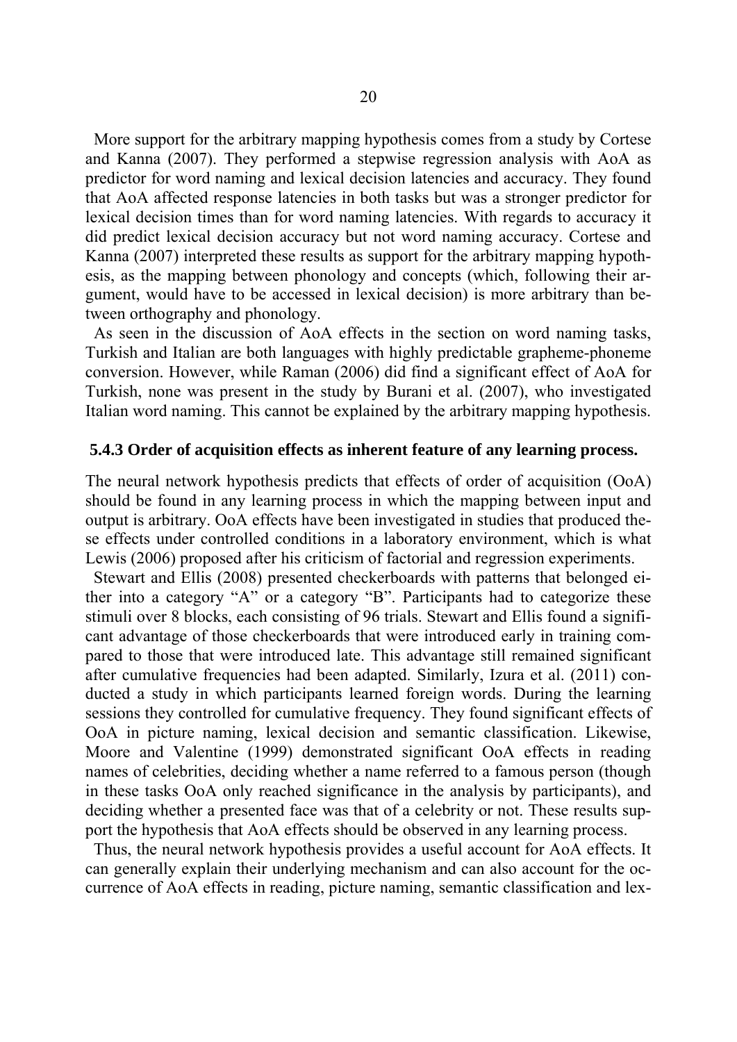More support for the arbitrary mapping hypothesis comes from a study by Cortese and Kanna (2007). They performed a stepwise regression analysis with AoA as predictor for word naming and lexical decision latencies and accuracy. They found that AoA affected response latencies in both tasks but was a stronger predictor for lexical decision times than for word naming latencies. With regards to accuracy it did predict lexical decision accuracy but not word naming accuracy. Cortese and Kanna (2007) interpreted these results as support for the arbitrary mapping hypothesis, as the mapping between phonology and concepts (which, following their argument, would have to be accessed in lexical decision) is more arbitrary than between orthography and phonology.

As seen in the discussion of AoA effects in the section on word naming tasks, Turkish and Italian are both languages with highly predictable grapheme-phoneme conversion. However, while Raman (2006) did find a significant effect of AoA for Turkish, none was present in the study by Burani et al. (2007), who investigated Italian word naming. This cannot be explained by the arbitrary mapping hypothesis.

### 5.4.3 Order of acquisition effects as inherent feature of any learning process.

The neural network hypothesis predicts that effects of order of acquisition (OoA) should be found in any learning process in which the mapping between input and output is arbitrary. OoA effects have been investigated in studies that produced these effects under controlled conditions in a laboratory environment, which is what Lewis (2006) proposed after his criticism of factorial and regression experiments.

Stewart and Ellis (2008) presented checkerboards with patterns that belonged either into a category "A" or a category "B". Participants had to categorize these stimuli over 8 blocks, each consisting of 96 trials. Stewart and Ellis found a significant advantage of those checkerboards that were introduced early in training compared to those that were introduced late. This advantage still remained significant after cumulative frequencies had been adapted. Similarly, Izura et al. (2011) conducted a study in which participants learned foreign words. During the learning sessions they controlled for cumulative frequency. They found significant effects of OoA in picture naming, lexical decision and semantic classification. Likewise, Moore and Valentine (1999) demonstrated significant OoA effects in reading names of celebrities, deciding whether a name referred to a famous person (though in these tasks OoA only reached significance in the analysis by participants), and deciding whether a presented face was that of a celebrity or not. These results support the hypothesis that AoA effects should be observed in any learning process.

Thus, the neural network hypothesis provides a useful account for AoA effects. It can generally explain their underlying mechanism and can also account for the occurrence of AoA effects in reading, picture naming, semantic classification and lex-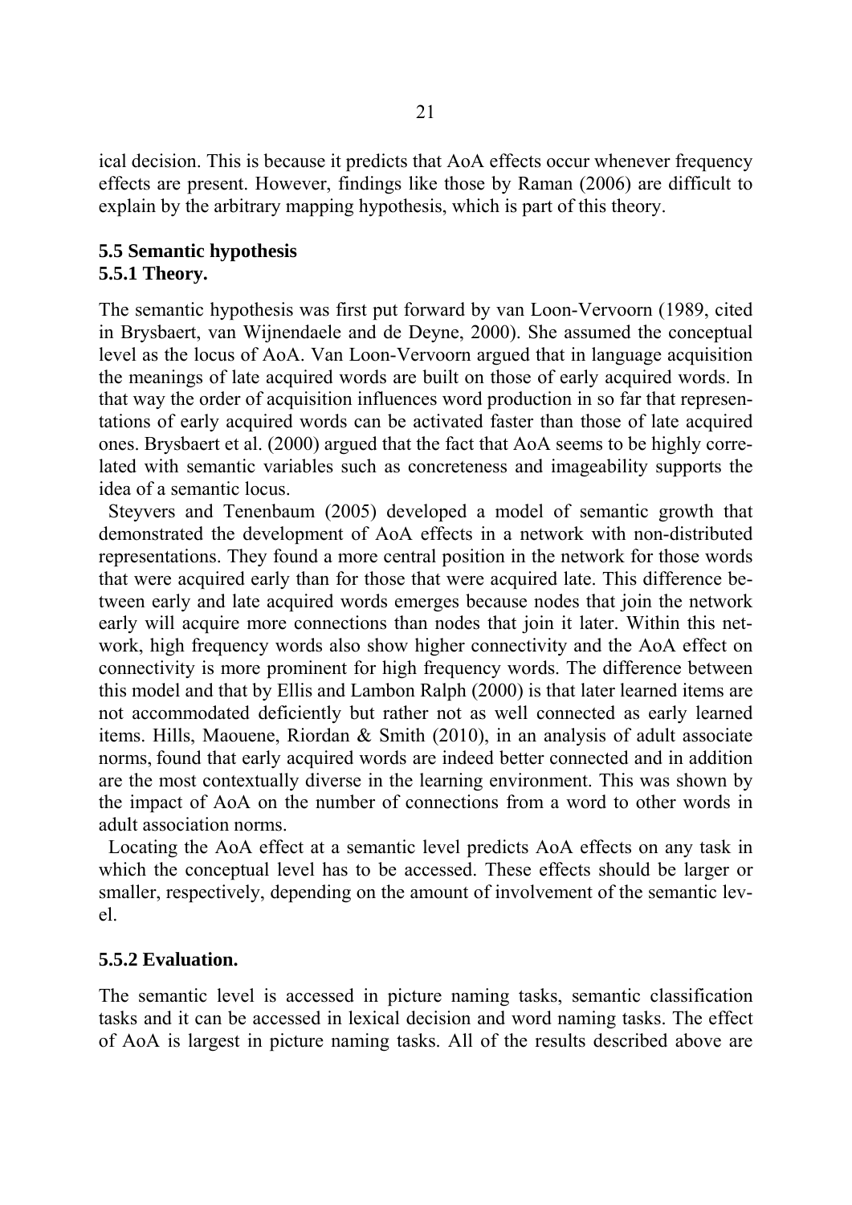ical decision. This is because it predicts that AoA effects occur whenever frequency effects are present. However, findings like those by Raman (2006) are difficult to explain by the arbitrary mapping hypothesis, which is part of this theory.

### 5.5 Semantic hypothesis

#### 5.5.1 Theory.

The semantic hypothesis was first put forward by van Loon-Vervoorn (1989, cited in Brysbaert, van Wijnendaele and de Deyne, 2000). She assumed the conceptual level as the locus of AoA. Van Loon-Vervoorn argued that in language acquisition the meanings of late acquired words are built on those of early acquired words. In that way the order of acquisition influences word production in so far that representations of early acquired words can be activated faster than those of late acquired ones. Brysbaert et al. (2000) argued that the fact that AoA seems to be highly correlated with semantic variables such as concreteness and imageability supports the idea of a semantic locus.

Steyvers and Tenenbaum (2005) developed a model of semantic growth that demonstrated the development of AoA effects in a network with non-distributed representations. They found a more central position in the network for those words that were acquired early than for those that were acquired late. This difference between early and late acquired words emerges because nodes that join the network early will acquire more connections than nodes that join it later. Within this network, high frequency words also show higher connectivity and the AoA effect on connectivity is more prominent for high frequency words. The difference between this model and that by Ellis and Lambon Ralph (2000) is that later learned items are not accommodated deficiently but rather not as well connected as early learned items. Hills, Maouene, Riordan & Smith (2010), in an analysis of adult associate norms, found that early acquired words are indeed better connected and in addition are the most contextually diverse in the learning environment. This was shown by the impact of AoA on the number of connections from a word to other words in adult association norms.

Locating the AoA effect at a semantic level predicts AoA effects on any task in which the conceptual level has to be accessed. These effects should be larger or smaller, respectively, depending on the amount of involvement of the semantic level.

#### 5.5.2 Evaluation.

The semantic level is accessed in picture naming tasks, semantic classification tasks and it can be accessed in lexical decision and word naming tasks. The effect of AoA is largest in picture naming tasks. All of the results described above are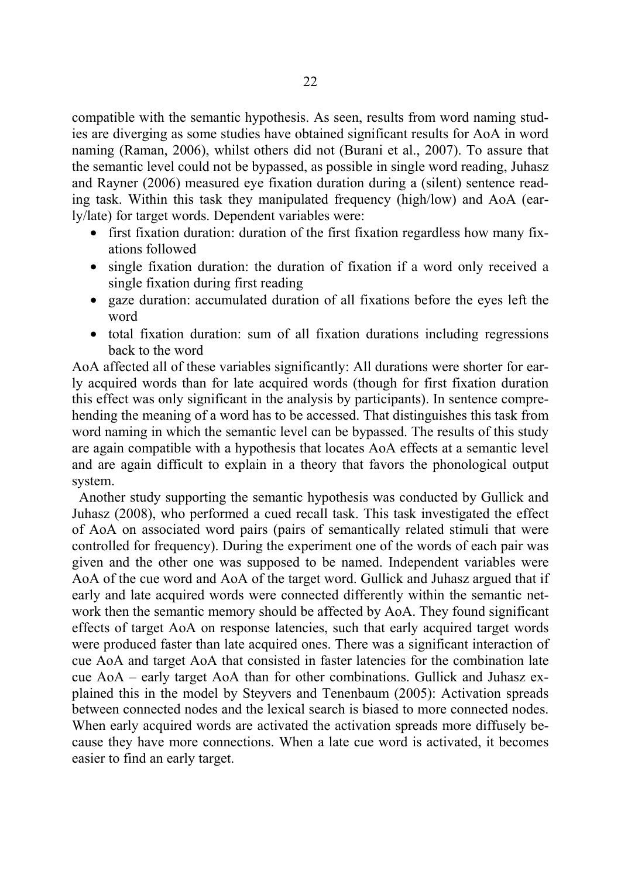compatible with the semantic hypothesis. As seen, results from word naming studies are diverging as some studies have obtained significant results for AoA in word naming (Raman, 2006), whilst others did not (Burani et al., 2007). To assure that the semantic level could not be bypassed, as possible in single word reading, Juhasz and Rayner (2006) measured eye fixation duration during a (silent) sentence reading task. Within this task they manipulated frequency (high/low) and AoA (early/late) for target words. Dependent variables were:

- first fixation duration: duration of the first fixation regardless how many fixations followed
- single fixation duration: the duration of fixation if a word only received a single fixation during first reading
- gaze duration: accumulated duration of all fixations before the eyes left the word
- total fixation duration: sum of all fixation durations including regressions back to the word

AoA affected all of these variables significantly: All durations were shorter for early acquired words than for late acquired words (though for first fixation duration this effect was only significant in the analysis by participants). In sentence comprehending the meaning of a word has to be accessed. That distinguishes this task from word naming in which the semantic level can be bypassed. The results of this study are again compatible with a hypothesis that locates AoA effects at a semantic level and are again difficult to explain in a theory that favors the phonological output system.

Another study supporting the semantic hypothesis was conducted by Gullick and Juhasz (2008), who performed a cued recall task. This task investigated the effect of AoA on associated word pairs (pairs of semantically related stimuli that were controlled for frequency). During the experiment one of the words of each pair was given and the other one was supposed to be named. Independent variables were AoA of the cue word and AoA of the target word. Gullick and Juhasz argued that if early and late acquired words were connected differently within the semantic network then the semantic memory should be affected by AoA. They found significant effects of target AoA on response latencies, such that early acquired target words were produced faster than late acquired ones. There was a significant interaction of cue AoA and target AoA that consisted in faster latencies for the combination late cue AoA – early target AoA than for other combinations. Gullick and Juhasz explained this in the model by Steyvers and Tenenbaum (2005): Activation spreads between connected nodes and the lexical search is biased to more connected nodes. When early acquired words are activated the activation spreads more diffusely because they have more connections. When a late cue word is activated, it becomes easier to find an early target.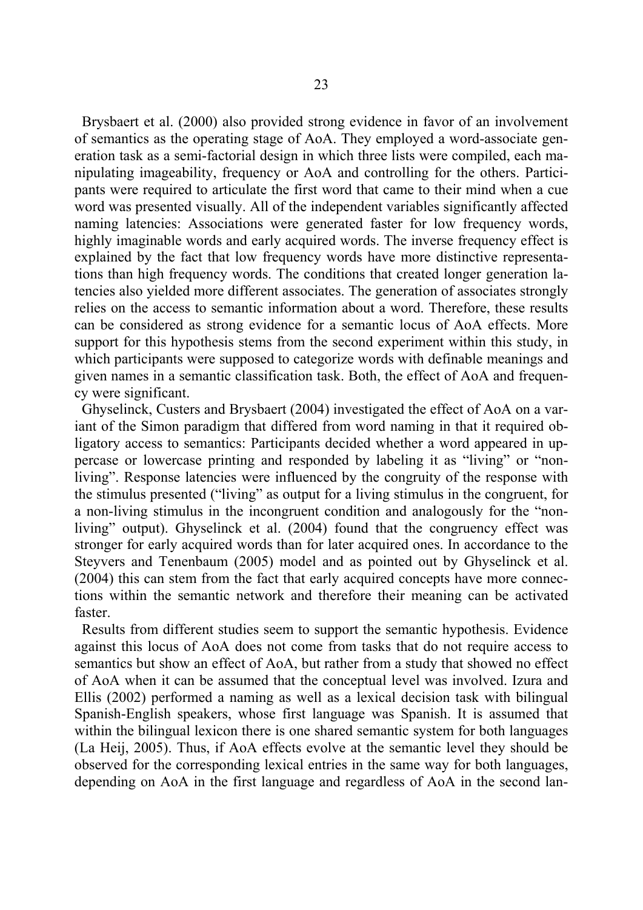Brysbaert et al. (2000) also provided strong evidence in favor of an involvement of semantics as the operating stage of AoA. They employed a word-associate generation task as a semi-factorial design in which three lists were compiled, each manipulating imageability, frequency or AoA and controlling for the others. Participants were required to articulate the first word that came to their mind when a cue word was presented visually. All of the independent variables significantly affected naming latencies: Associations were generated faster for low frequency words, highly imaginable words and early acquired words. The inverse frequency effect is explained by the fact that low frequency words have more distinctive representations than high frequency words. The conditions that created longer generation latencies also yielded more different associates. The generation of associates strongly relies on the access to semantic information about a word. Therefore, these results can be considered as strong evidence for a semantic locus of AoA effects. More support for this hypothesis stems from the second experiment within this study, in which participants were supposed to categorize words with definable meanings and given names in a semantic classification task. Both, the effect of AoA and frequency were significant.

Ghyselinck, Custers and Brysbaert (2004) investigated the effect of AoA on a variant of the Simon paradigm that differed from word naming in that it required obligatory access to semantics: Participants decided whether a word appeared in uppercase or lowercase printing and responded by labeling it as "living" or "non-living". Response latencies were influenced by the congruity of the response with the stimulus presented ("living" as output for a living stimulus in the congruent, for a non-living stimulus in the incongruent condition and analogously for the "non-living" output). Ghyselinck et al. (2004) found that the congruency effect was stronger for early acquired words than for later acquired ones. In accordance to the Steyvers and Tenenbaum (2005) model and as pointed out by Ghyselinck et al. (2004) this can stem from the fact that early acquired concepts have more connections within the semantic network and therefore their meaning can be activated faster.

Results from different studies seem to support the semantic hypothesis. Evidence against this locus of AoA does not come from tasks that do not require access to semantics but show an effect of AoA, but rather from a study that showed no effect of AoA when it can be assumed that the conceptual level was involved. Izura and Ellis (2002) performed a naming as well as a lexical decision task with bilingual Spanish-English speakers, whose first language was Spanish. It is assumed that within the bilingual lexicon there is one shared semantic system for both languages (La Heij, 2005). Thus, if AoA effects evolve at the semantic level they should be observed for the corresponding lexical entries in the same way for both languages, depending on AoA in the first language and regardless of AoA in the second lan-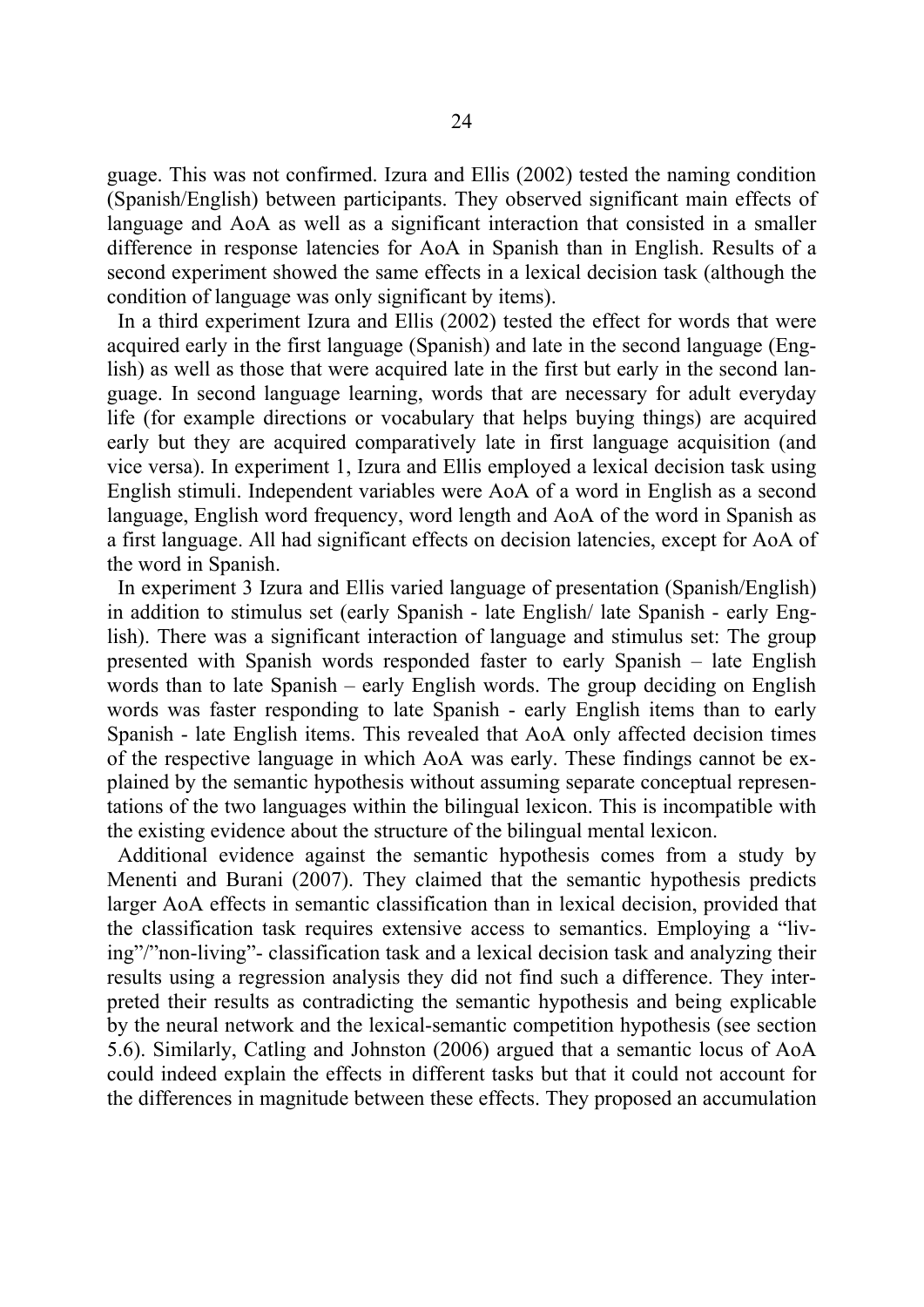guage. This was not confirmed. Izura and Ellis (2002) tested the naming condition (Spanish/English) between participants. They observed significant main effects of language and AoA as well as a significant interaction that consisted in a smaller difference in response latencies for AoA in Spanish than in English. Results of a second experiment showed the same effects in a lexical decision task (although the condition of language was only significant by items).

In a third experiment Izura and Ellis (2002) tested the effect for words that were acquired early in the first language (Spanish) and late in the second language (English) as well as those that were acquired late in the first but early in the second language. In second language learning, words that are necessary for adult everyday life (for example directions or vocabulary that helps buying things) are acquired early but they are acquired comparatively late in first language acquisition (and vice versa). In experiment 1, Izura and Ellis employed a lexical decision task using English stimuli. Independent variables were AoA of a word in English as a second language, English word frequency, word length and AoA of the word in Spanish as a first language. All had significant effects on decision latencies, except for AoA of the word in Spanish.

In experiment 3 Izura and Ellis varied language of presentation (Spanish/English) in addition to stimulus set (early Spanish - late English/ late Spanish - early English). There was a significant interaction of language and stimulus set: The group presented with Spanish words responded faster to early Spanish – late English words than to late Spanish – early English words. The group deciding on English words was faster responding to late Spanish - early English items than to early Spanish - late English items. This revealed that AoA only affected decision times of the respective language in which AoA was early. These findings cannot be explained by the semantic hypothesis without assuming separate conceptual representations of the two languages within the bilingual lexicon. This is incompatible with the existing evidence about the structure of the bilingual mental lexicon.

Additional evidence against the semantic hypothesis comes from a study by Menenti and Burani (2007). They claimed that the semantic hypothesis predicts larger AoA effects in semantic classification than in lexical decision, provided that the classification task requires extensive access to semantics. Employing a "living"/"non-living"- classification task and a lexical decision task and analyzing their results using a regression analysis they did not find such a difference. They interpreted their results as contradicting the semantic hypothesis and being explicable by the neural network and the lexical-semantic competition hypothesis (see section 5.6). Similarly, Catling and Johnston (2006) argued that a semantic locus of AoA could indeed explain the effects in different tasks but that it could not account for the differences in magnitude between these effects. They proposed an accumulation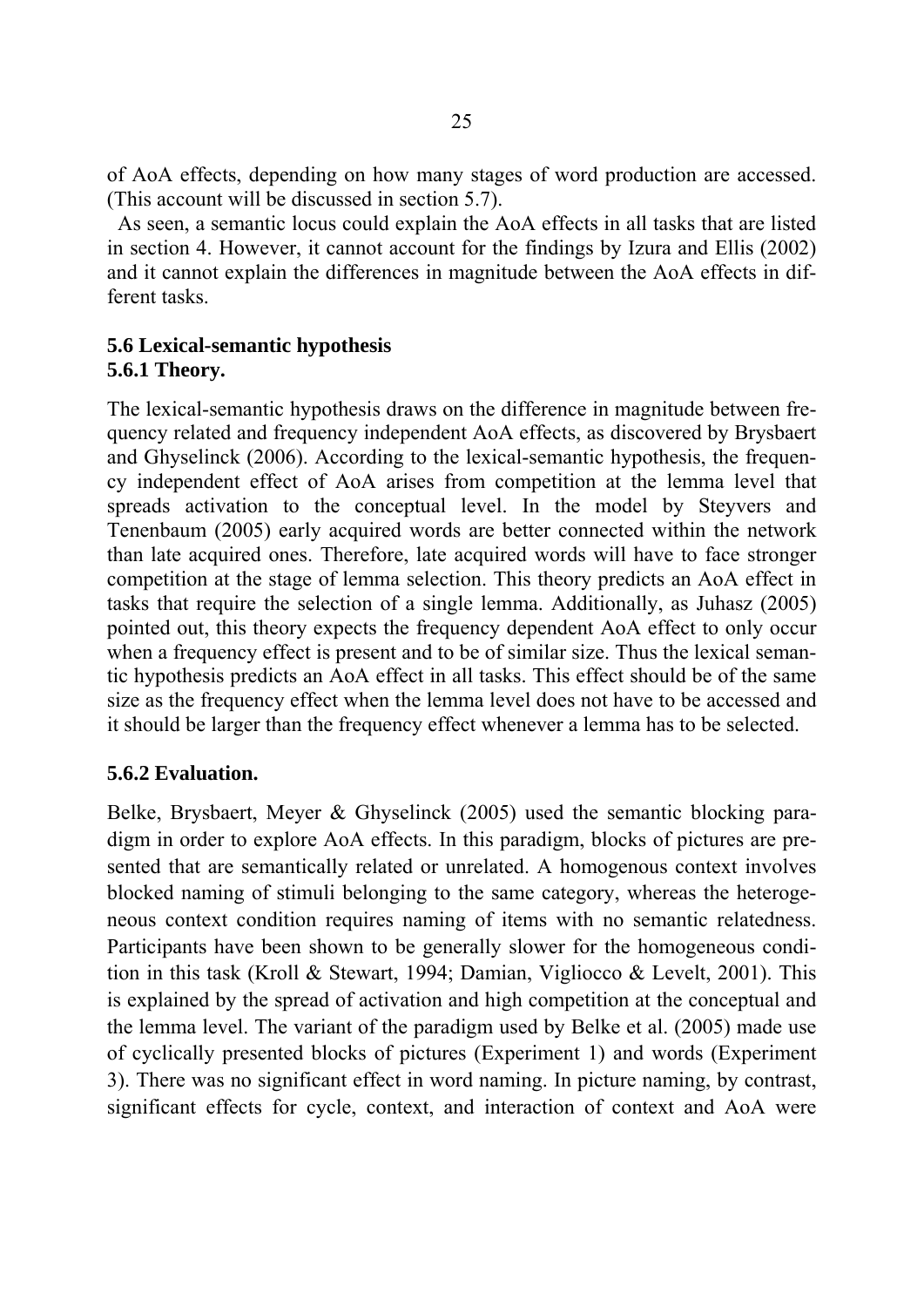of AoA effects, depending on how many stages of word production are accessed. (This account will be discussed in section 5.7).

As seen, a semantic locus could explain the AoA effects in all tasks that are listed in section 4. However, it cannot account for the findings by Izura and Ellis (2002) and it cannot explain the differences in magnitude between the AoA effects in different tasks.

### 5.6 Lexical-semantic hypothesis

#### 5.6.1 Theory.

The lexical-semantic hypothesis draws on the difference in magnitude between frequency related and frequency independent AoA effects, as discovered by Brysbaert and Ghyselinck (2006). According to the lexical-semantic hypothesis, the frequency independent effect of AoA arises from competition at the lemma level that spreads activation to the conceptual level. In the model by Steyvers and Tenenbaum (2005) early acquired words are better connected within the network than late acquired ones. Therefore, late acquired words will have to face stronger competition at the stage of lemma selection. This theory predicts an AoA effect in tasks that require the selection of a single lemma. Additionally, as Juhasz (2005) pointed out, this theory expects the frequency dependent AoA effect to only occur when a frequency effect is present and to be of similar size. Thus the lexical semantic hypothesis predicts an AoA effect in all tasks. This effect should be of the same size as the frequency effect when the lemma level does not have to be accessed and it should be larger than the frequency effect whenever a lemma has to be selected.

#### 5.6.2 Evaluation.

Belke, Brysbaert, Meyer & Ghyselinck (2005) used the semantic blocking paradigm in order to explore AoA effects. In this paradigm, blocks of pictures are presented that are semantically related or unrelated. A homogenous context involves blocked naming of stimuli belonging to the same category, whereas the heterogeneous context condition requires naming of items with no semantic relatedness. Participants have been shown to be generally slower for the homogeneous condition in this task (Kroll & Stewart, 1994; Damian, Vigliocco & Levelt, 2001). This is explained by the spread of activation and high competition at the conceptual and the lemma level. The variant of the paradigm used by Belke et al. (2005) made use of cyclically presented blocks of pictures (Experiment 1) and words (Experiment 3). There was no significant effect in word naming. In picture naming, by contrast, significant effects for cycle, context, and interaction of context and AoA were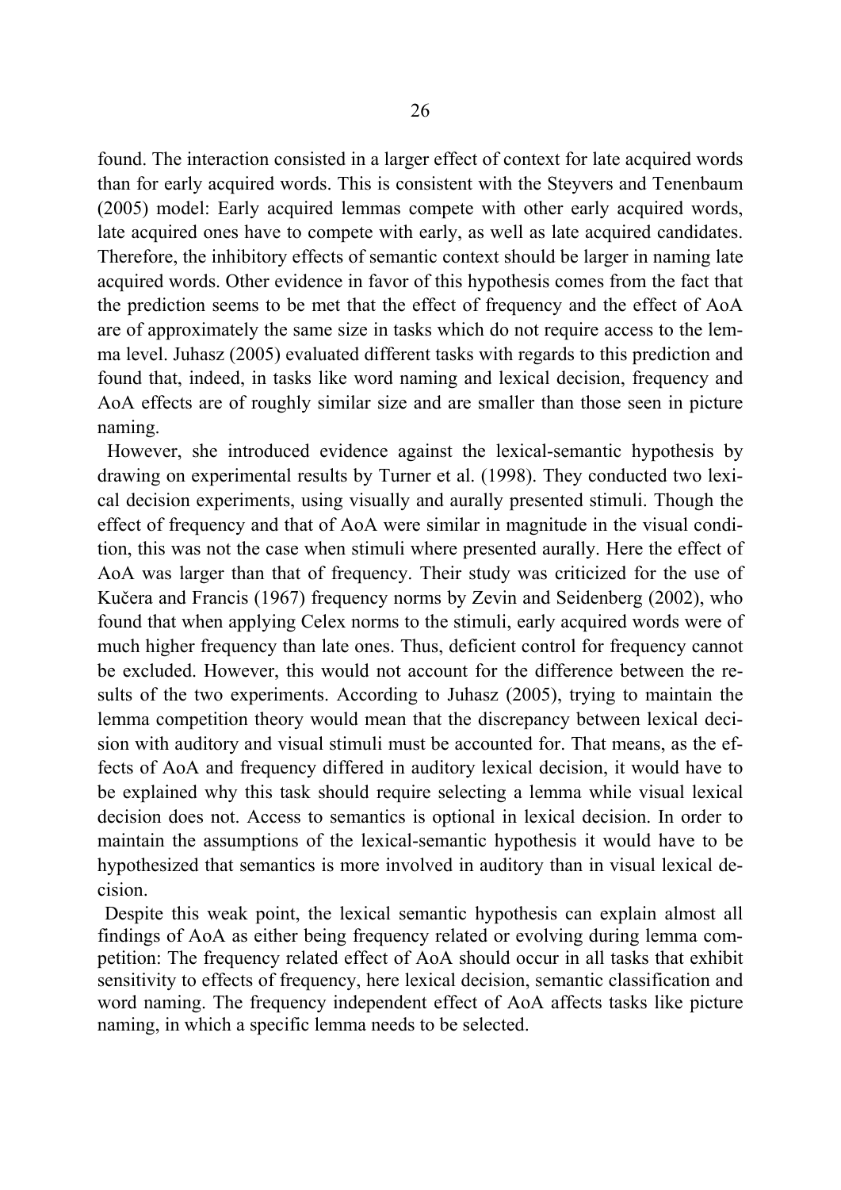found. The interaction consisted in a larger effect of context for late acquired words than for early acquired words. This is consistent with the Steyvers and Tenenbaum (2005) model: Early acquired lemmas compete with other early acquired words, late acquired ones have to compete with early, as well as late acquired candidates. Therefore, the inhibitory effects of semantic context should be larger in naming late acquired words. Other evidence in favor of this hypothesis comes from the fact that the prediction seems to be met that the effect of frequency and the effect of AoA are of approximately the same size in tasks which do not require access to the lemma level. Juhasz (2005) evaluated different tasks with regards to this prediction and found that, indeed, in tasks like word naming and lexical decision, frequency and AoA effects are of roughly similar size and are smaller than those seen in picture naming.

However, she introduced evidence against the lexical-semantic hypothesis by drawing on experimental results by Turner et al. (1998). They conducted two lexical decision experiments, using visually and aurally presented stimuli. Though the effect of frequency and that of AoA were similar in magnitude in the visual condition, this was not the case when stimuli where presented aurally. Here the effect of AoA was larger than that of frequency. Their study was criticized for the use of Kučera and Francis (1967) frequency norms by Zevin and Seidenberg (2002), who found that when applying Celex norms to the stimuli, early acquired words were of much higher frequency than late ones. Thus, deficient control for frequency cannot be excluded. However, this would not account for the difference between the results of the two experiments. According to Juhasz (2005), trying to maintain the lemma competition theory would mean that the discrepancy between lexical decision with auditory and visual stimuli must be accounted for. That means, as the effects of AoA and frequency differed in auditory lexical decision, it would have to be explained why this task should require selecting a lemma while visual lexical decision does not. Access to semantics is optional in lexical decision. In order to maintain the assumptions of the lexical-semantic hypothesis it would have to be hypothesized that semantics is more involved in auditory than in visual lexical decision.

Despite this weak point, the lexical semantic hypothesis can explain almost all findings of AoA as either being frequency related or evolving during lemma competition: The frequency related effect of AoA should occur in all tasks that exhibit sensitivity to effects of frequency, here lexical decision, semantic classification and word naming. The frequency independent effect of AoA affects tasks like picture naming, in which a specific lemma needs to be selected.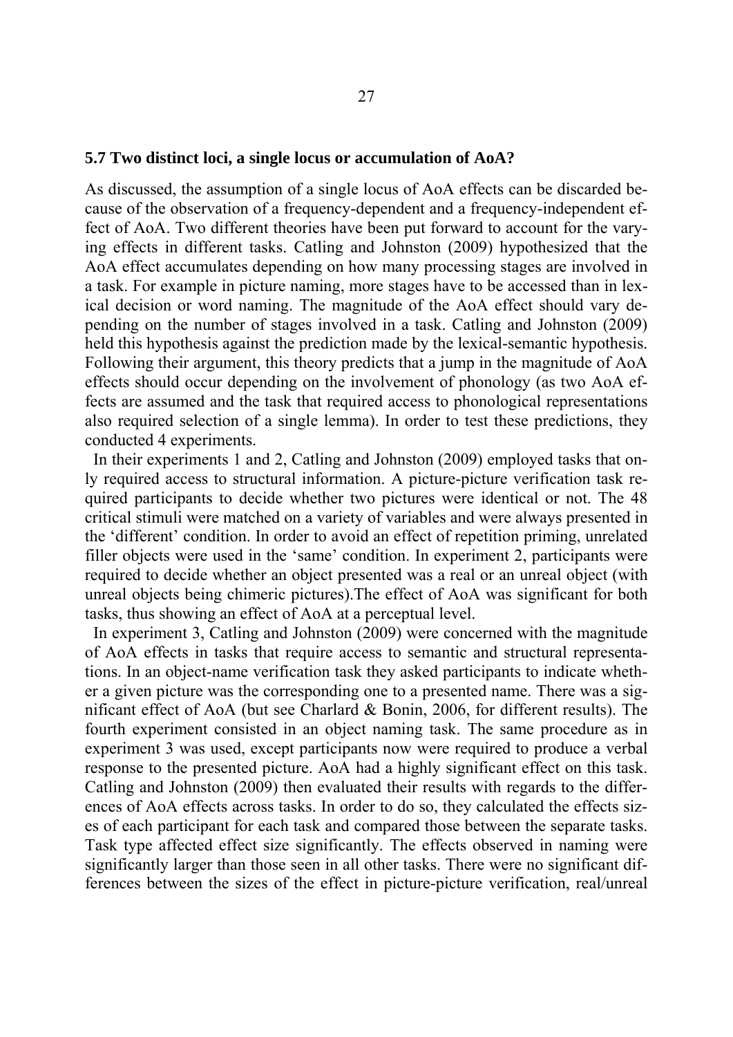### 5.7 Two distinct loci, a single locus or accumulation of AoA?

As discussed, the assumption of a single locus of AoA effects can be discarded because of the observation of a frequency-dependent and a frequency-independent effect of AoA. Two different theories have been put forward to account for the varying effects in different tasks. Catling and Johnston (2009) hypothesized that the AoA effect accumulates depending on how many processing stages are involved in a task. For example in picture naming, more stages have to be accessed than in lexical decision or word naming. The magnitude of the AoA effect should vary depending on the number of stages involved in a task. Catling and Johnston (2009) held this hypothesis against the prediction made by the lexical-semantic hypothesis. Following their argument, this theory predicts that a jump in the magnitude of AoA effects should occur depending on the involvement of phonology (as two AoA effects are assumed and the task that required access to phonological representations also required selection of a single lemma). In order to test these predictions, they conducted 4 experiments.

In their experiments 1 and 2, Catling and Johnston (2009) employed tasks that only required access to structural information. A picture-picture verification task required participants to decide whether two pictures were identical or not. The 48 critical stimuli were matched on a variety of variables and were always presented in the 'different' condition. In order to avoid an effect of repetition priming, unrelated filler objects were used in the 'same' condition. In experiment 2, participants were required to decide whether an object presented was a real or an unreal object (with unreal objects being chimeric pictures).The effect of AoA was significant for both tasks, thus showing an effect of AoA at a perceptual level.

In experiment 3, Catling and Johnston (2009) were concerned with the magnitude of AoA effects in tasks that require access to semantic and structural representations. In an object-name verification task they asked participants to indicate whether a given picture was the corresponding one to a presented name. There was a significant effect of AoA (but see Charlard & Bonin, 2006, for different results). The fourth experiment consisted in an object naming task. The same procedure as in experiment 3 was used, except participants now were required to produce a verbal response to the presented picture. AoA had a highly significant effect on this task. Catling and Johnston (2009) then evaluated their results with regards to the differences of AoA effects across tasks. In order to do so, they calculated the effects sizes of each participant for each task and compared those between the separate tasks. Task type affected effect size significantly. The effects observed in naming were significantly larger than those seen in all other tasks. There were no significant differences between the sizes of the effect in picture-picture verification, real/unreal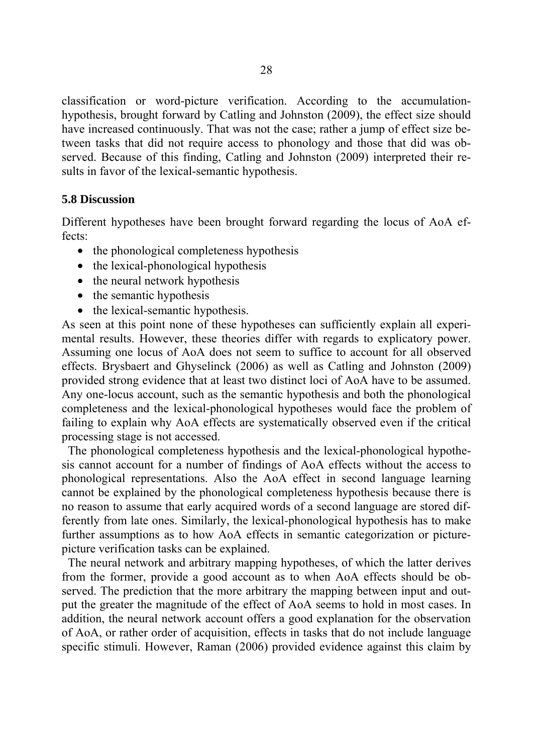classification or word-picture verification. According to the accumulation-hypothesis, brought forward by Catling and Johnston (2009), the effect size should have increased continuously. That was not the case; rather a jump of effect size between tasks that did not require access to phonology and those that did was observed. Because of this finding, Catling and Johnston (2009) interpreted their results in favor of the lexical-semantic hypothesis.

### 5.8 Discussion

Different hypotheses have been brought forward regarding the locus of AoA effects:

- the phonological completeness hypothesis
- the lexical-phonological hypothesis
- the neural network hypothesis
- the semantic hypothesis
- the lexical-semantic hypothesis.

As seen at this point none of these hypotheses can sufficiently explain all experimental results. However, these theories differ with regards to explicatory power. Assuming one locus of AoA does not seem to suffice to account for all observed effects. Brysbaert and Ghyselinck (2006) as well as Catling and Johnston (2009) provided strong evidence that at least two distinct loci of AoA have to be assumed. Any one-locus account, such as the semantic hypothesis and both the phonological completeness and the lexical-phonological hypotheses would face the problem of failing to explain why AoA effects are systematically observed even if the critical processing stage is not accessed.

The phonological completeness hypothesis and the lexical-phonological hypothesis cannot account for a number of findings of AoA effects without the access to phonological representations. Also the AoA effect in second language learning cannot be explained by the phonological completeness hypothesis because there is no reason to assume that early acquired words of a second language are stored differently from late ones. Similarly, the lexical-phonological hypothesis has to make further assumptions as to how AoA effects in semantic categorization or picture-picture verification tasks can be explained.

The neural network and arbitrary mapping hypotheses, of which the latter derives from the former, provide a good account as to when AoA effects should be observed. The prediction that the more arbitrary the mapping between input and output the greater the magnitude of the effect of AoA seems to hold in most cases. In addition, the neural network account offers a good explanation for the observation of AoA, or rather order of acquisition, effects in tasks that do not include language specific stimuli. However, Raman (2006) provided evidence against this claim by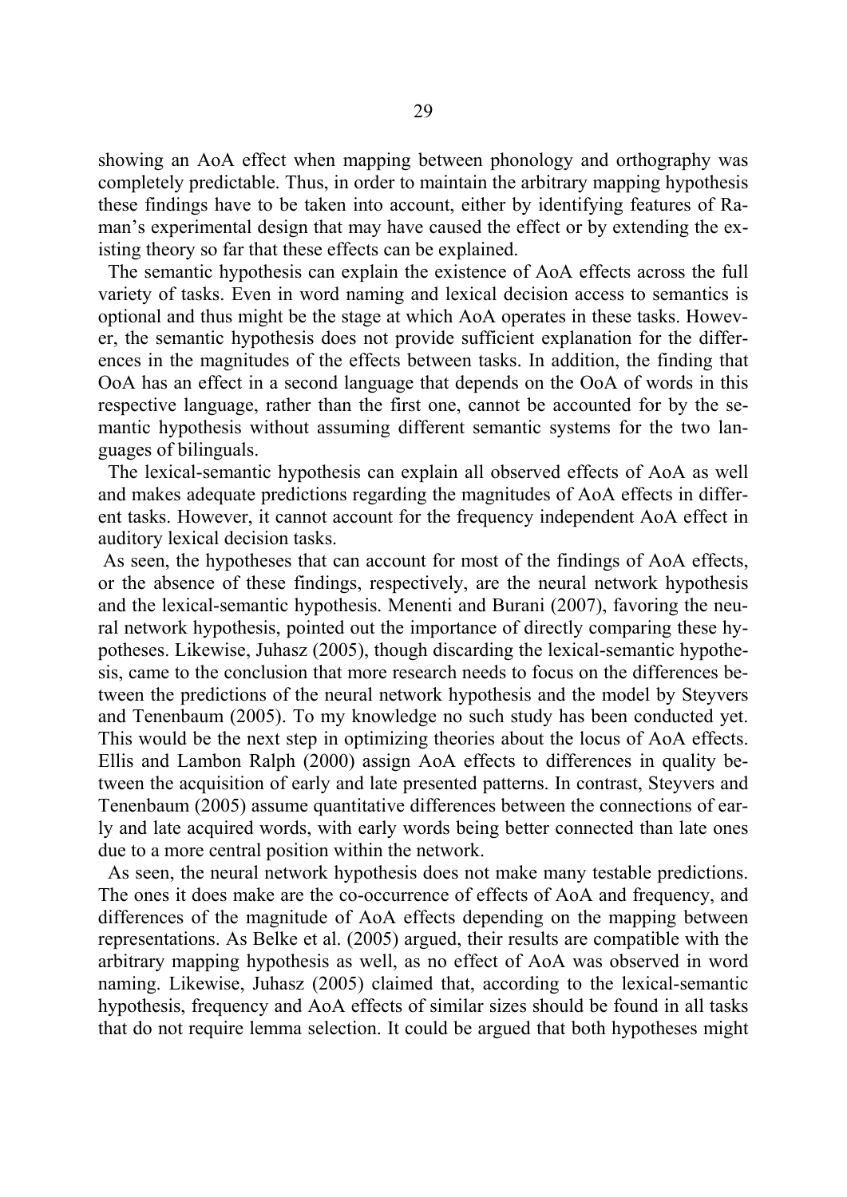showing an AoA effect when mapping between phonology and orthography was completely predictable. Thus, in order to maintain the arbitrary mapping hypothesis these findings have to be taken into account, either by identifying features of Raman's experimental design that may have caused the effect or by extending the existing theory so far that these effects can be explained.

The semantic hypothesis can explain the existence of AoA effects across the full variety of tasks. Even in word naming and lexical decision access to semantics is optional and thus might be the stage at which AoA operates in these tasks. However, the semantic hypothesis does not provide sufficient explanation for the differences in the magnitudes of the effects between tasks. In addition, the finding that OoA has an effect in a second language that depends on the OoA of words in this respective language, rather than the first one, cannot be accounted for by the semantic hypothesis without assuming different semantic systems for the two languages of bilinguals.

The lexical-semantic hypothesis can explain all observed effects of AoA as well and makes adequate predictions regarding the magnitudes of AoA effects in different tasks. However, it cannot account for the frequency independent AoA effect in auditory lexical decision tasks.

As seen, the hypotheses that can account for most of the findings of AoA effects, or the absence of these findings, respectively, are the neural network hypothesis and the lexical-semantic hypothesis. Menenti and Burani (2007), favoring the neural network hypothesis, pointed out the importance of directly comparing these hypotheses. Likewise, Juhasz (2005), though discarding the lexical-semantic hypothesis, came to the conclusion that more research needs to focus on the differences between the predictions of the neural network hypothesis and the model by Steyvers and Tenenbaum (2005). To my knowledge no such study has been conducted yet. This would be the next step in optimizing theories about the locus of AoA effects. Ellis and Lambon Ralph (2000) assign AoA effects to differences in quality between the acquisition of early and late presented patterns. In contrast, Steyvers and Tenenbaum (2005) assume quantitative differences between the connections of early and late acquired words, with early words being better connected than late ones due to a more central position within the network.

As seen, the neural network hypothesis does not make many testable predictions. The ones it does make are the co-occurrence of effects of AoA and frequency, and differences of the magnitude of AoA effects depending on the mapping between representations. As Belke et al. (2005) argued, their results are compatible with the arbitrary mapping hypothesis as well, as no effect of AoA was observed in word naming. Likewise, Juhasz (2005) claimed that, according to the lexical-semantic hypothesis, frequency and AoA effects of similar sizes should be found in all tasks that do not require lemma selection. It could be argued that both hypotheses might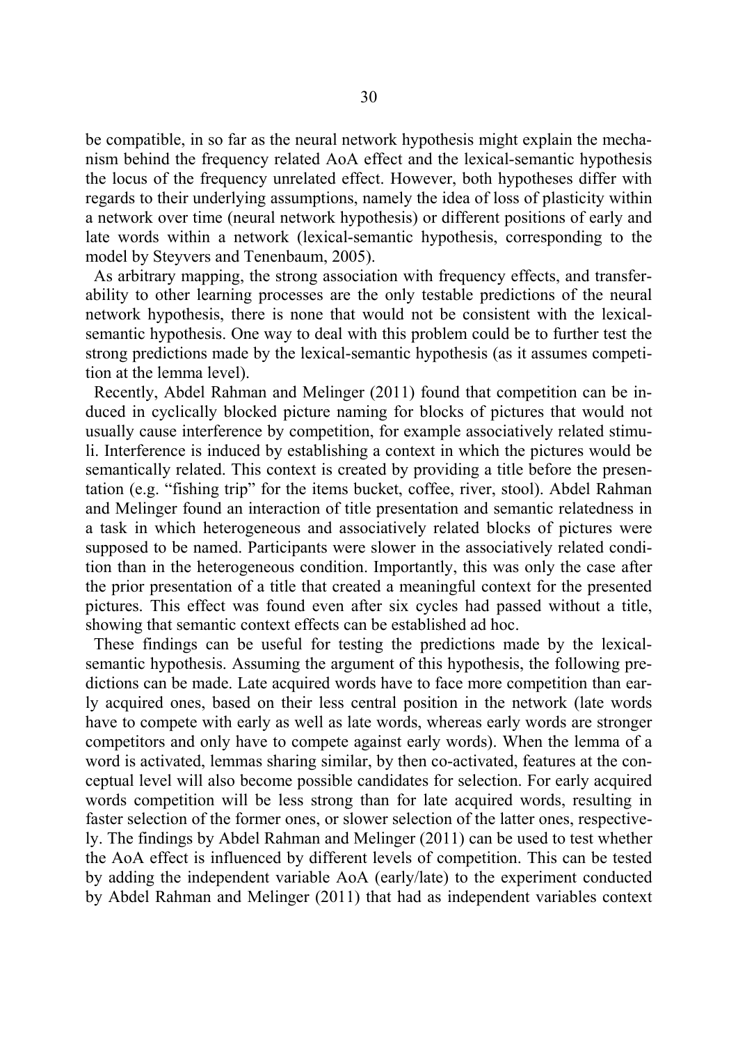be compatible, in so far as the neural network hypothesis might explain the mechanism behind the frequency related AoA effect and the lexical-semantic hypothesis the locus of the frequency unrelated effect. However, both hypotheses differ with regards to their underlying assumptions, namely the idea of loss of plasticity within a network over time (neural network hypothesis) or different positions of early and late words within a network (lexical-semantic hypothesis, corresponding to the model by Steyvers and Tenenbaum, 2005).

As arbitrary mapping, the strong association with frequency effects, and transferability to other learning processes are the only testable predictions of the neural network hypothesis, there is none that would not be consistent with the lexical-semantic hypothesis. One way to deal with this problem could be to further test the strong predictions made by the lexical-semantic hypothesis (as it assumes competition at the lemma level).

Recently, Abdel Rahman and Melinger (2011) found that competition can be induced in cyclically blocked picture naming for blocks of pictures that would not usually cause interference by competition, for example associatively related stimuli. Interference is induced by establishing a context in which the pictures would be semantically related. This context is created by providing a title before the presentation (e.g. "fishing trip" for the items bucket, coffee, river, stool). Abdel Rahman and Melinger found an interaction of title presentation and semantic relatedness in a task in which heterogeneous and associatively related blocks of pictures were supposed to be named. Participants were slower in the associatively related condition than in the heterogeneous condition. Importantly, this was only the case after the prior presentation of a title that created a meaningful context for the presented pictures. This effect was found even after six cycles had passed without a title, showing that semantic context effects can be established ad hoc.

These findings can be useful for testing the predictions made by the lexical-semantic hypothesis. Assuming the argument of this hypothesis, the following predictions can be made. Late acquired words have to face more competition than early acquired ones, based on their less central position in the network (late words have to compete with early as well as late words, whereas early words are stronger competitors and only have to compete against early words). When the lemma of a word is activated, lemmas sharing similar, by then co-activated, features at the conceptual level will also become possible candidates for selection. For early acquired words competition will be less strong than for late acquired words, resulting in faster selection of the former ones, or slower selection of the latter ones, respectively. The findings by Abdel Rahman and Melinger (2011) can be used to test whether the AoA effect is influenced by different levels of competition. This can be tested by adding the independent variable AoA (early/late) to the experiment conducted by Abdel Rahman and Melinger (2011) that had as independent variables context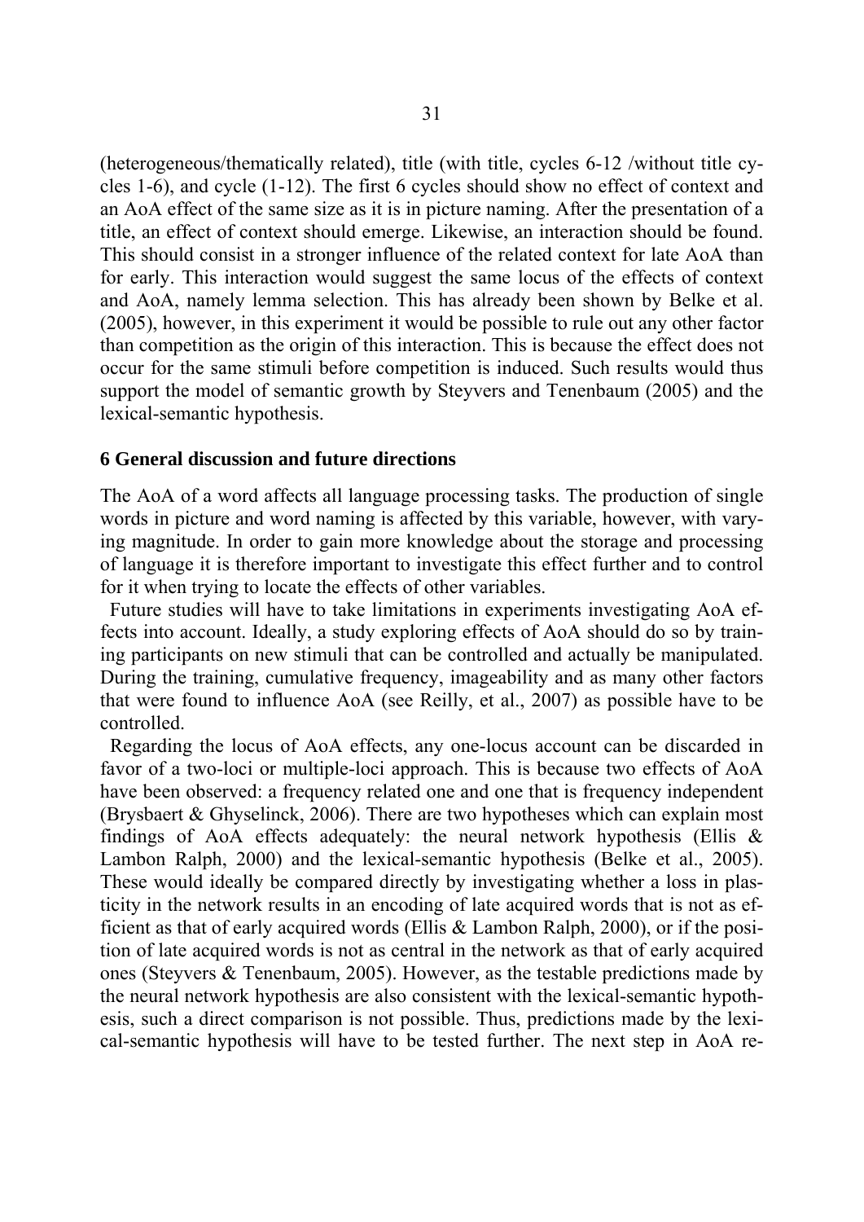(heterogeneous/thematically related), title (with title, cycles 6-12 /without title cycles 1-6), and cycle (1-12). The first 6 cycles should show no effect of context and an AoA effect of the same size as it is in picture naming. After the presentation of a title, an effect of context should emerge. Likewise, an interaction should be found. This should consist in a stronger influence of the related context for late AoA than for early. This interaction would suggest the same locus of the effects of context and AoA, namely lemma selection. This has already been shown by Belke et al. (2005), however, in this experiment it would be possible to rule out any other factor than competition as the origin of this interaction. This is because the effect does not occur for the same stimuli before competition is induced. Such results would thus support the model of semantic growth by Steyvers and Tenenbaum (2005) and the lexical-semantic hypothesis.

## 6 General discussion and future directions

The AoA of a word affects all language processing tasks. The production of single words in picture and word naming is affected by this variable, however, with varying magnitude. In order to gain more knowledge about the storage and processing of language it is therefore important to investigate this effect further and to control for it when trying to locate the effects of other variables.

Future studies will have to take limitations in experiments investigating AoA effects into account. Ideally, a study exploring effects of AoA should do so by training participants on new stimuli that can be controlled and actually be manipulated. During the training, cumulative frequency, imageability and as many other factors that were found to influence AoA (see Reilly, et al., 2007) as possible have to be controlled.

Regarding the locus of AoA effects, any one-locus account can be discarded in favor of a two-loci or multiple-loci approach. This is because two effects of AoA have been observed: a frequency related one and one that is frequency independent (Brysbaert & Ghyselinck, 2006). There are two hypotheses which can explain most findings of AoA effects adequately: the neural network hypothesis (Ellis & Lambon Ralph, 2000) and the lexical-semantic hypothesis (Belke et al., 2005). These would ideally be compared directly by investigating whether a loss in plasticity in the network results in an encoding of late acquired words that is not as efficient as that of early acquired words (Ellis & Lambon Ralph, 2000), or if the position of late acquired words is not as central in the network as that of early acquired ones (Steyvers & Tenenbaum, 2005). However, as the testable predictions made by the neural network hypothesis are also consistent with the lexical-semantic hypothesis, such a direct comparison is not possible. Thus, predictions made by the lexical-semantic hypothesis will have to be tested further. The next step in AoA re-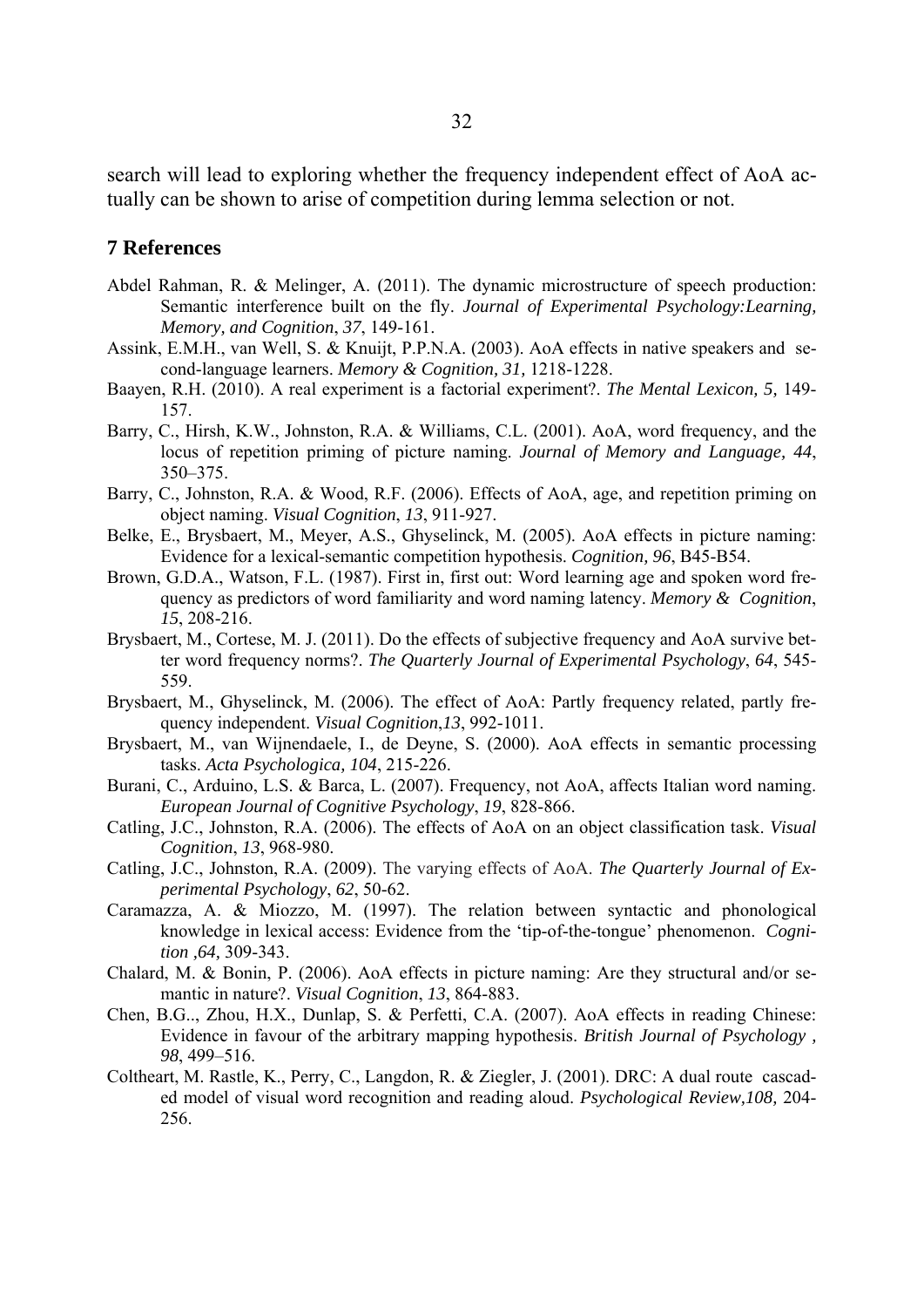search will lead to exploring whether the frequency independent effect of AoA actually can be shown to arise of competition during lemma selection or not.

## 7 References

Abdel Rahman, R. & Melinger, A. (2011). The dynamic microstructure of speech production: Semantic interference built on the fly. *Journal of Experimental Psychology:Learning, Memory, and Cognition*, *37*, 149-161.

Assink, E.M.H., van Well, S. & Knuijt, P.P.N.A. (2003). AoA effects in native speakers and second-language learners. *Memory & Cognition, 31,* 1218-1228.

Baayen, R.H. (2010). A real experiment is a factorial experiment?. *The Mental Lexicon, 5,* 149-157.

Barry, C., Hirsh, K.W., Johnston, R.A. & Williams, C.L. (2001). AoA, word frequency, and the locus of repetition priming of picture naming. *Journal of Memory and Language, 44*, 350–375.

Barry, C., Johnston, R.A. & Wood, R.F. (2006). Effects of AoA, age, and repetition priming on object naming. *Visual Cognition*, *13*, 911-927.

Belke, E., Brysbaert, M., Meyer, A.S., Ghyselinck, M. (2005). AoA effects in picture naming: Evidence for a lexical-semantic competition hypothesis. *Cognition, 96*, B45-B54.

Brown, G.D.A., Watson, F.L. (1987). First in, first out: Word learning age and spoken word frequency as predictors of word familiarity and word naming latency. *Memory & Cognition*, *15*, 208-216.

Brysbaert, M., Cortese, M. J. (2011). Do the effects of subjective frequency and AoA survive better word frequency norms?. *The Quarterly Journal of Experimental Psychology*, *64*, 545-559.

Brysbaert, M., Ghyselinck, M. (2006). The effect of AoA: Partly frequency related, partly frequency independent. *Visual Cognition*,*13*, 992-1011.

Brysbaert, M., van Wijnendaele, I., de Deyne, S. (2000). AoA effects in semantic processing tasks. *Acta Psychologica, 104*, 215-226.

Burani, C., Arduino, L.S. & Barca, L. (2007). Frequency, not AoA, affects Italian word naming. *European Journal of Cognitive Psychology*, *19*, 828-866.

Catling, J.C., Johnston, R.A. (2006). The effects of AoA on an object classification task. *Visual Cognition*, *13*, 968-980.

Catling, J.C., Johnston, R.A. (2009). The varying effects of AoA. *The Quarterly Journal of Experimental Psychology*, *62*, 50-62.

Caramazza, A. & Miozzo, M. (1997). The relation between syntactic and phonological knowledge in lexical access: Evidence from the 'tip-of-the-tongue' phenomenon. *Cognition ,64,* 309-343.

Chalard, M. & Bonin, P. (2006). AoA effects in picture naming: Are they structural and/or semantic in nature?. *Visual Cognition*, *13*, 864-883.

Chen, B.G.., Zhou, H.X., Dunlap, S. & Perfetti, C.A. (2007). AoA effects in reading Chinese: Evidence in favour of the arbitrary mapping hypothesis. *British Journal of Psychology , 98*, 499–516.

Coltheart, M. Rastle, K., Perry, C., Langdon, R. & Ziegler, J. (2001). DRC: A dual route cascaded model of visual word recognition and reading aloud. *Psychological Review,108,* 204-256.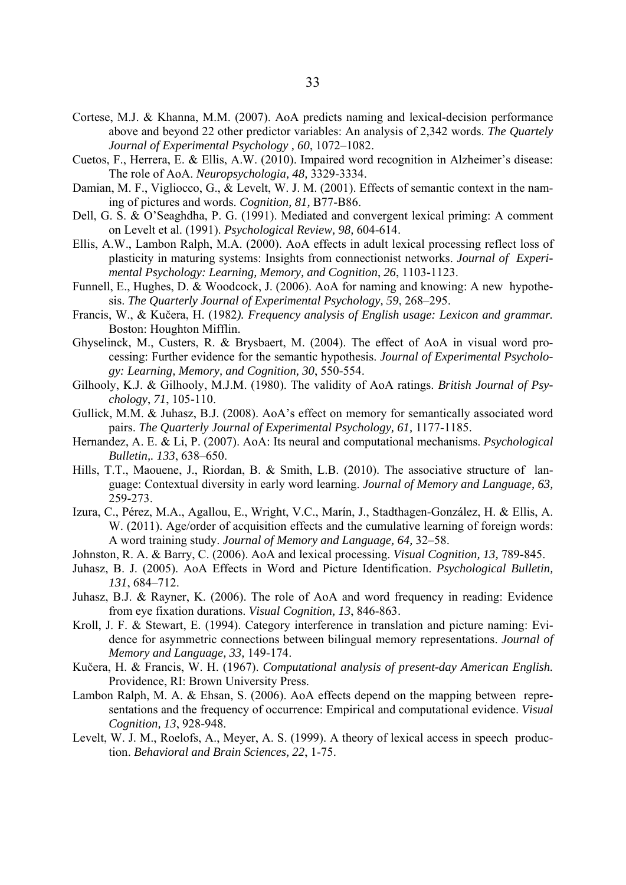Cortese, M.J. & Khanna, M.M. (2007). AoA predicts naming and lexical-decision performance above and beyond 22 other predictor variables: An analysis of 2,342 words. *The Quartely Journal of Experimental Psychology , 60*, 1072–1082.

Cuetos, F., Herrera, E. & Ellis, A.W. (2010). Impaired word recognition in Alzheimer's disease: The role of AoA. *Neuropsychologia, 48,* 3329-3334.

Damian, M. F., Vigliocco, G., & Levelt, W. J. M. (2001). Effects of semantic context in the naming of pictures and words. *Cognition, 81,* B77-B86.

Dell, G. S. & O'Seaghdha, P. G. (1991). Mediated and convergent lexical priming: A comment on Levelt et al. (1991). *Psychological Review, 98,* 604-614.

Ellis, A.W., Lambon Ralph, M.A. (2000). AoA effects in adult lexical processing reflect loss of plasticity in maturing systems: Insights from connectionist networks. *Journal of Experimental Psychology: Learning, Memory, and Cognition*, *26*, 1103-1123.

Funnell, E., Hughes, D. & Woodcock, J. (2006). AoA for naming and knowing: A new hypothesis. *The Quarterly Journal of Experimental Psychology, 59*, 268–295.

Francis, W., & Kučera, H. (1982*). Frequency analysis of English usage: Lexicon and grammar.* Boston: Houghton Mifflin.

Ghyselinck, M., Custers, R. & Brysbaert, M. (2004). The effect of AoA in visual word processing: Further evidence for the semantic hypothesis. *Journal of Experimental Psychology: Learning, Memory, and Cognition, 30*, 550-554.

Gilhooly, K.J. & Gilhooly, M.J.M. (1980). The validity of AoA ratings. *British Journal of Psychology*, *71*, 105-110.

Gullick, M.M. & Juhasz, B.J. (2008). AoA's effect on memory for semantically associated word pairs. *The Quarterly Journal of Experimental Psychology, 61,* 1177-1185.

Hernandez, A. E. & Li, P. (2007). AoA: Its neural and computational mechanisms. *Psychological Bulletin,. 133*, 638–650.

Hills, T.T., Maouene, J., Riordan, B. & Smith, L.B. (2010). The associative structure of language: Contextual diversity in early word learning. *Journal of Memory and Language, 63,* 259-273.

Izura, C., Pérez, M.A., Agallou, E., Wright, V.C., Marín, J., Stadthagen-González, H. & Ellis, A. W. (2011). Age/order of acquisition effects and the cumulative learning of foreign words: A word training study. *Journal of Memory and Language, 64,* 32–58.

Johnston, R. A. & Barry, C. (2006). AoA and lexical processing. *Visual Cognition, 13,* 789-845.

Juhasz, B. J. (2005). AoA Effects in Word and Picture Identification. *Psychological Bulletin, 131*, 684–712.

Juhasz, B.J. & Rayner, K. (2006). The role of AoA and word frequency in reading: Evidence from eye fixation durations. *Visual Cognition, 13*, 846-863.

Kroll, J. F. & Stewart, E. (1994). Category interference in translation and picture naming: Evidence for asymmetric connections between bilingual memory representations. *Journal of Memory and Language, 33,* 149-174.

Kučera, H. & Francis, W. H. (1967). *Computational analysis of present-day American English.* Providence, RI: Brown University Press.

Lambon Ralph, M. A. & Ehsan, S. (2006). AoA effects depend on the mapping between representations and the frequency of occurrence: Empirical and computational evidence. *Visual Cognition, 13*, 928-948.

Levelt, W. J. M., Roelofs, A., Meyer, A. S. (1999). A theory of lexical access in speech production. *Behavioral and Brain Sciences, 22*, 1-75.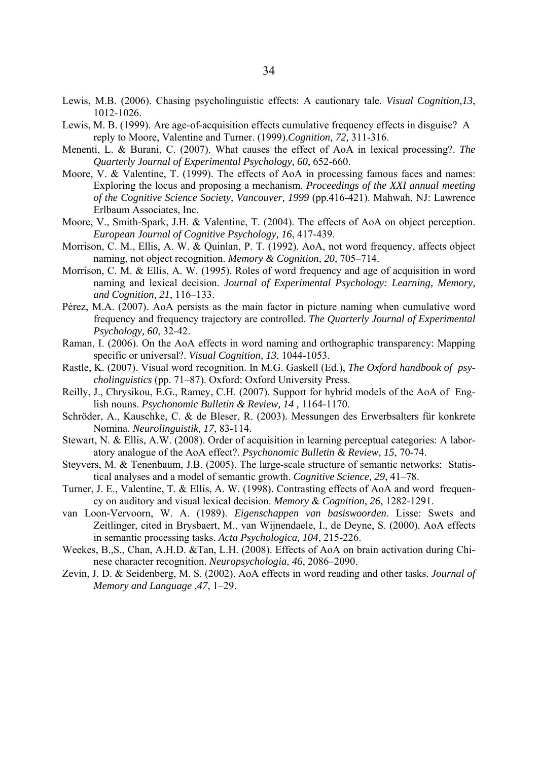Lewis, M.B. (2006). Chasing psycholinguistic effects: A cautionary tale. *Visual Cognition,13*, 1012-1026.

Lewis, M. B. (1999). Are age-of-acquisition effects cumulative frequency effects in disguise? A reply to Moore, Valentine and Turner. (1999).*Cognition, 72,* 311-316.

Menenti, L. & Burani, C. (2007). What causes the effect of AoA in lexical processing?. *The Quarterly Journal of Experimental Psychology, 60*, 652-660.

Moore, V. & Valentine, T. (1999). The effects of AoA in processing famous faces and names: Exploring the locus and proposing a mechanism. *Proceedings of the XXI annual meeting of the Cognitive Science Society, Vancouver, 1999* (pp.416-421). Mahwah, NJ: Lawrence Erlbaum Associates, Inc.

Moore, V., Smith-Spark, J.H. & Valentine, T. (2004). The effects of AoA on object perception. *European Journal of Cognitive Psychology, 16*, 417-439.

Morrison, C. M., Ellis, A. W. & Quinlan, P. T. (1992). AoA, not word frequency, affects object naming, not object recognition. *Memory & Cognition, 20,* 705–714.

Morrison, C. M. & Ellis, A. W. (1995). Roles of word frequency and age of acquisition in word naming and lexical decision. *Journal of Experimental Psychology: Learning, Memory, and Cognition, 21*, 116–133.

Pérez, M.A. (2007). AoA persists as the main factor in picture naming when cumulative word frequency and frequency trajectory are controlled. *The Quarterly Journal of Experimental Psychology, 60*, 32-42.

Raman, I. (2006). On the AoA effects in word naming and orthographic transparency: Mapping specific or universal?. *Visual Cognition, 13*, 1044-1053.

Rastle, K. (2007). Visual word recognition. In M.G. Gaskell (Ed.), *The Oxford handbook of psycholinguistics* (pp. 71–87). Oxford: Oxford University Press.

Reilly, J., Chrysikou, E.G., Ramey, C.H. (2007). Support for hybrid models of the AoA of English nouns. *Psychonomic Bulletin & Review, 14 ,* 1164-1170.

Schröder, A., Kauschke, C. & de Bleser, R. (2003). Messungen des Erwerbsalters für konkrete Nomina. *Neurolinguistik, 17*, 83-114.

Stewart, N. & Ellis, A.W. (2008). Order of acquisition in learning perceptual categories: A laboratory analogue of the AoA effect?. *Psychonomic Bulletin & Review, 15*, 70-74.

Steyvers, M. & Tenenbaum, J.B. (2005). The large-scale structure of semantic networks: Statistical analyses and a model of semantic growth. *Cognitive Science, 29*, 41–78.

Turner, J. E., Valentine, T. & Ellis, A. W. (1998). Contrasting effects of AoA and word frequency on auditory and visual lexical decision. *Memory & Cognition*, *26*, 1282-1291.

van Loon-Vervoorn, W. A. (1989). *Eigenschappen van basiswoorden*. Lisse: Swets and Zeitlinger, cited in Brysbaert, M., van Wijnendaele, I., de Deyne, S. (2000). AoA effects in semantic processing tasks. *Acta Psychologica, 104*, 215-226.

Weekes, B.,S., Chan, A.H.D. &Tan, L.H. (2008). Effects of AoA on brain activation during Chinese character recognition. *Neuropsychologia, 46*, 2086–2090.

Zevin, J. D. & Seidenberg, M. S. (2002). AoA effects in word reading and other tasks. *Journal of Memory and Language ,47*, 1–29.